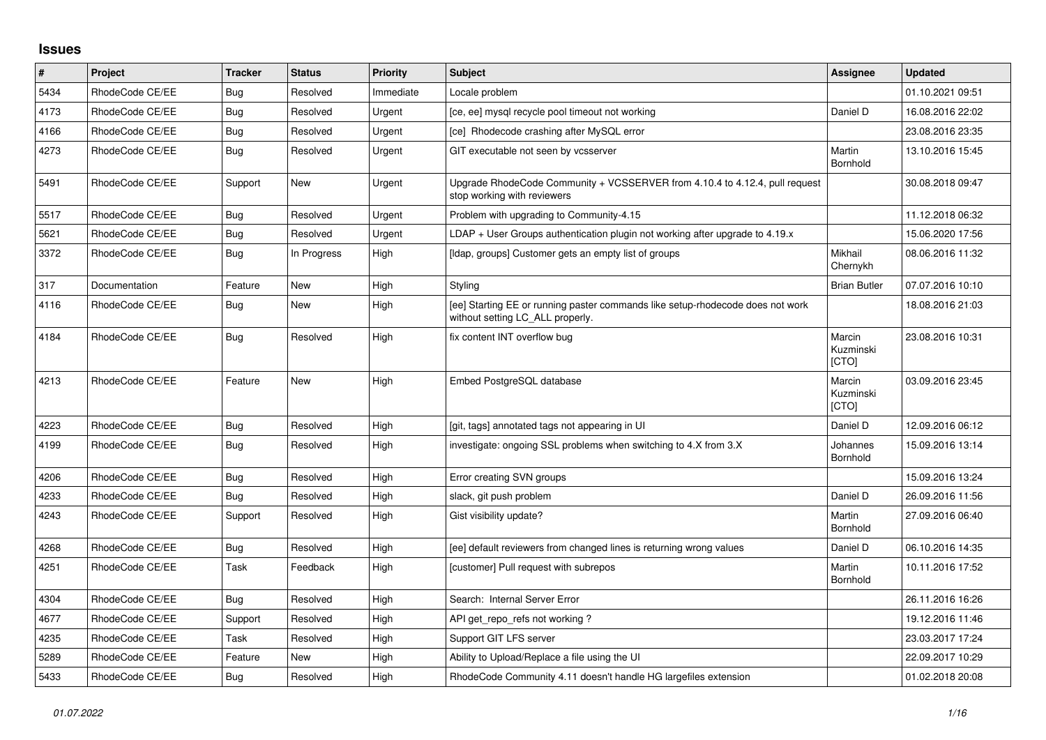## Issues

| # | Project | Tracker | Status | Priority | Subject | Assignee | Updated |
|---|---|---|---|---|---|---|---|
| 5434 | RhodeCode CE/EE | Bug | Resolved | Immediate | Locale problem | | 01.10.2021 09:51 |
| 4173 | RhodeCode CE/EE | Bug | Resolved | Urgent | [ce, ee] mysql recycle pool timeout not working | Daniel D | 16.08.2016 22:02 |
| 4166 | RhodeCode CE/EE | Bug | Resolved | Urgent | [ce] Rhodecode crashing after MySQL error | | 23.08.2016 23:35 |
| 4273 | RhodeCode CE/EE | Bug | Resolved | Urgent | GIT executable not seen by vcsserver | Martin Bornhold | 13.10.2016 15:45 |
| 5491 | RhodeCode CE/EE | Support | New | Urgent | Upgrade RhodeCode Community + VCSSERVER from 4.10.4 to 4.12.4, pull request stop working with reviewers | | 30.08.2018 09:47 |
| 5517 | RhodeCode CE/EE | Bug | Resolved | Urgent | Problem with upgrading to Community-4.15 | | 11.12.2018 06:32 |
| 5621 | RhodeCode CE/EE | Bug | Resolved | Urgent | LDAP + User Groups authentication plugin not working after upgrade to 4.19.x | | 15.06.2020 17:56 |
| 3372 | RhodeCode CE/EE | Bug | In Progress | High | [ldap, groups] Customer gets an empty list of groups | Mikhail Chernykh | 08.06.2016 11:32 |
| 317 | Documentation | Feature | New | High | Styling | Brian Butler | 07.07.2016 10:10 |
| 4116 | RhodeCode CE/EE | Bug | New | High | [ee] Starting EE or running paster commands like setup-rhodecode does not work without setting LC_ALL properly. | | 18.08.2016 21:03 |
| 4184 | RhodeCode CE/EE | Bug | Resolved | High | fix content INT overflow bug | Marcin Kuzminski [CTO] | 23.08.2016 10:31 |
| 4213 | RhodeCode CE/EE | Feature | New | High | Embed PostgreSQL database | Marcin Kuzminski [CTO] | 03.09.2016 23:45 |
| 4223 | RhodeCode CE/EE | Bug | Resolved | High | [git, tags] annotated tags not appearing in UI | Daniel D | 12.09.2016 06:12 |
| 4199 | RhodeCode CE/EE | Bug | Resolved | High | investigate: ongoing SSL problems when switching to 4.X from 3.X | Johannes Bornhold | 15.09.2016 13:14 |
| 4206 | RhodeCode CE/EE | Bug | Resolved | High | Error creating SVN groups | | 15.09.2016 13:24 |
| 4233 | RhodeCode CE/EE | Bug | Resolved | High | slack, git push problem | Daniel D | 26.09.2016 11:56 |
| 4243 | RhodeCode CE/EE | Support | Resolved | High | Gist visibility update? | Martin Bornhold | 27.09.2016 06:40 |
| 4268 | RhodeCode CE/EE | Bug | Resolved | High | [ee] default reviewers from changed lines is returning wrong values | Daniel D | 06.10.2016 14:35 |
| 4251 | RhodeCode CE/EE | Task | Feedback | High | [customer] Pull request with subrepos | Martin Bornhold | 10.11.2016 17:52 |
| 4304 | RhodeCode CE/EE | Bug | Resolved | High | Search: Internal Server Error | | 26.11.2016 16:26 |
| 4677 | RhodeCode CE/EE | Support | Resolved | High | API get_repo_refs not working ? | | 19.12.2016 11:46 |
| 4235 | RhodeCode CE/EE | Task | Resolved | High | Support GIT LFS server | | 23.03.2017 17:24 |
| 5289 | RhodeCode CE/EE | Feature | New | High | Ability to Upload/Replace a file using the UI | | 22.09.2017 10:29 |
| 5433 | RhodeCode CE/EE | Bug | Resolved | High | RhodeCode Community 4.11 doesn't handle HG largefiles extension | | 01.02.2018 20:08 |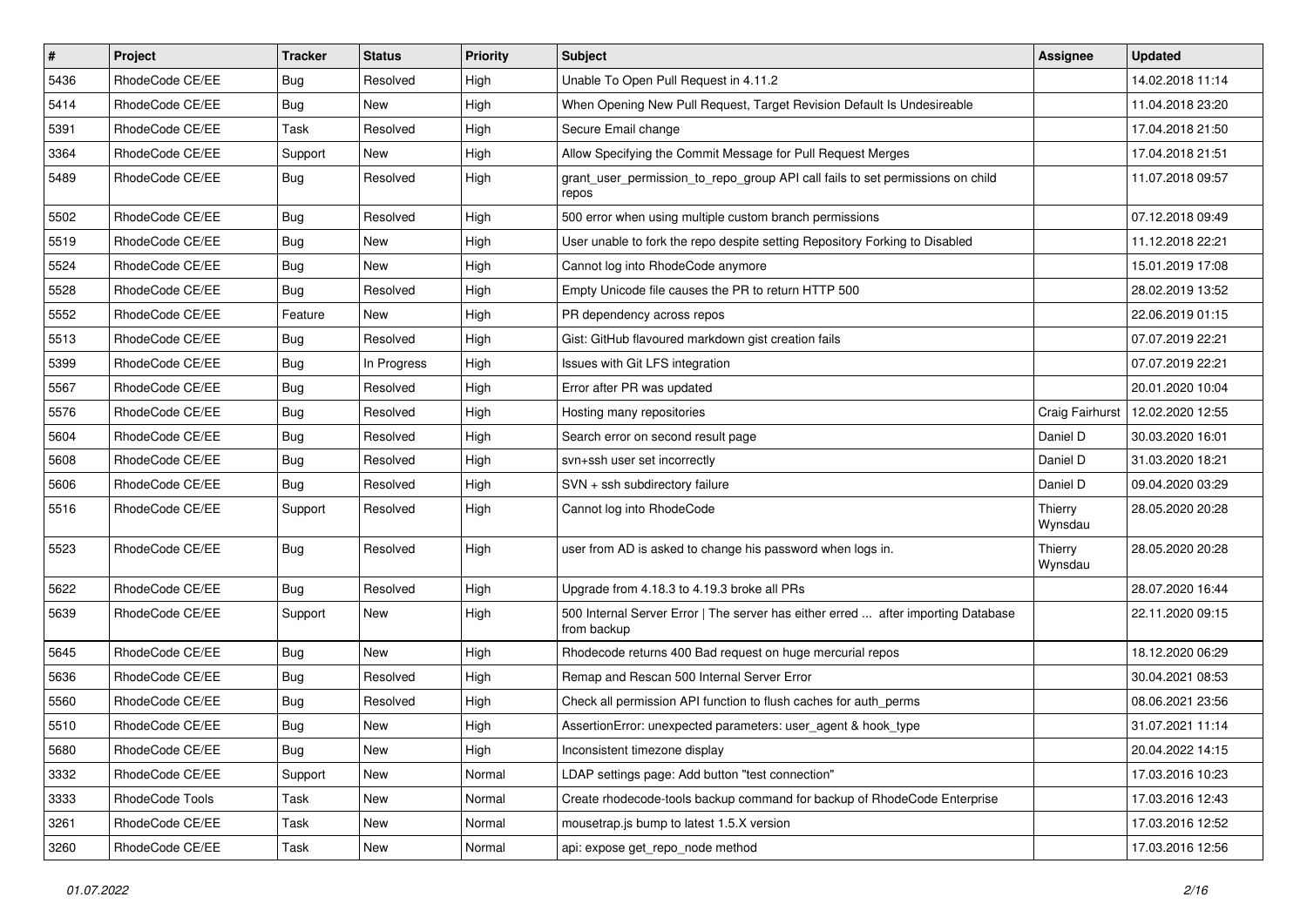| # | Project | Tracker | Status | Priority | Subject | Assignee | Updated |
|---|---|---|---|---|---|---|---|
| 5436 | RhodeCode CE/EE | Bug | Resolved | High | Unable To Open Pull Request in 4.11.2 | | 14.02.2018 11:14 |
| 5414 | RhodeCode CE/EE | Bug | New | High | When Opening New Pull Request, Target Revision Default Is Undesireable | | 11.04.2018 23:20 |
| 5391 | RhodeCode CE/EE | Task | Resolved | High | Secure Email change | | 17.04.2018 21:50 |
| 3364 | RhodeCode CE/EE | Support | New | High | Allow Specifying the Commit Message for Pull Request Merges | | 17.04.2018 21:51 |
| 5489 | RhodeCode CE/EE | Bug | Resolved | High | grant_user_permission_to_repo_group API call fails to set permissions on child repos | | 11.07.2018 09:57 |
| 5502 | RhodeCode CE/EE | Bug | Resolved | High | 500 error when using multiple custom branch permissions | | 07.12.2018 09:49 |
| 5519 | RhodeCode CE/EE | Bug | New | High | User unable to fork the repo despite setting Repository Forking to Disabled | | 11.12.2018 22:21 |
| 5524 | RhodeCode CE/EE | Bug | New | High | Cannot log into RhodeCode anymore | | 15.01.2019 17:08 |
| 5528 | RhodeCode CE/EE | Bug | Resolved | High | Empty Unicode file causes the PR to return HTTP 500 | | 28.02.2019 13:52 |
| 5552 | RhodeCode CE/EE | Feature | New | High | PR dependency across repos | | 22.06.2019 01:15 |
| 5513 | RhodeCode CE/EE | Bug | Resolved | High | Gist: GitHub flavoured markdown gist creation fails | | 07.07.2019 22:21 |
| 5399 | RhodeCode CE/EE | Bug | In Progress | High | Issues with Git LFS integration | | 07.07.2019 22:21 |
| 5567 | RhodeCode CE/EE | Bug | Resolved | High | Error after PR was updated | | 20.01.2020 10:04 |
| 5576 | RhodeCode CE/EE | Bug | Resolved | High | Hosting many repositories | Craig Fairhurst | 12.02.2020 12:55 |
| 5604 | RhodeCode CE/EE | Bug | Resolved | High | Search error on second result page | Daniel D | 30.03.2020 16:01 |
| 5608 | RhodeCode CE/EE | Bug | Resolved | High | svn+ssh user set incorrectly | Daniel D | 31.03.2020 18:21 |
| 5606 | RhodeCode CE/EE | Bug | Resolved | High | SVN + ssh subdirectory failure | Daniel D | 09.04.2020 03:29 |
| 5516 | RhodeCode CE/EE | Support | Resolved | High | Cannot log into RhodeCode | Thierry Wynsdau | 28.05.2020 20:28 |
| 5523 | RhodeCode CE/EE | Bug | Resolved | High | user from AD is asked to change his password when logs in. | Thierry Wynsdau | 28.05.2020 20:28 |
| 5622 | RhodeCode CE/EE | Bug | Resolved | High | Upgrade from 4.18.3 to 4.19.3 broke all PRs | | 28.07.2020 16:44 |
| 5639 | RhodeCode CE/EE | Support | New | High | 500 Internal Server Error \| The server has either erred ... after importing Database from backup | | 22.11.2020 09:15 |
| 5645 | RhodeCode CE/EE | Bug | New | High | Rhodecode returns 400 Bad request on huge mercurial repos | | 18.12.2020 06:29 |
| 5636 | RhodeCode CE/EE | Bug | Resolved | High | Remap and Rescan 500 Internal Server Error | | 30.04.2021 08:53 |
| 5560 | RhodeCode CE/EE | Bug | Resolved | High | Check all permission API function to flush caches for auth_perms | | 08.06.2021 23:56 |
| 5510 | RhodeCode CE/EE | Bug | New | High | AssertionError: unexpected parameters: user_agent & hook_type | | 31.07.2021 11:14 |
| 5680 | RhodeCode CE/EE | Bug | New | High | Inconsistent timezone display | | 20.04.2022 14:15 |
| 3332 | RhodeCode CE/EE | Support | New | Normal | LDAP settings page: Add button "test connection" | | 17.03.2016 10:23 |
| 3333 | RhodeCode Tools | Task | New | Normal | Create rhodecode-tools backup command for backup of RhodeCode Enterprise | | 17.03.2016 12:43 |
| 3261 | RhodeCode CE/EE | Task | New | Normal | mousetrap.js bump to latest 1.5.X version | | 17.03.2016 12:52 |
| 3260 | RhodeCode CE/EE | Task | New | Normal | api: expose get_repo_node method | | 17.03.2016 12:56 |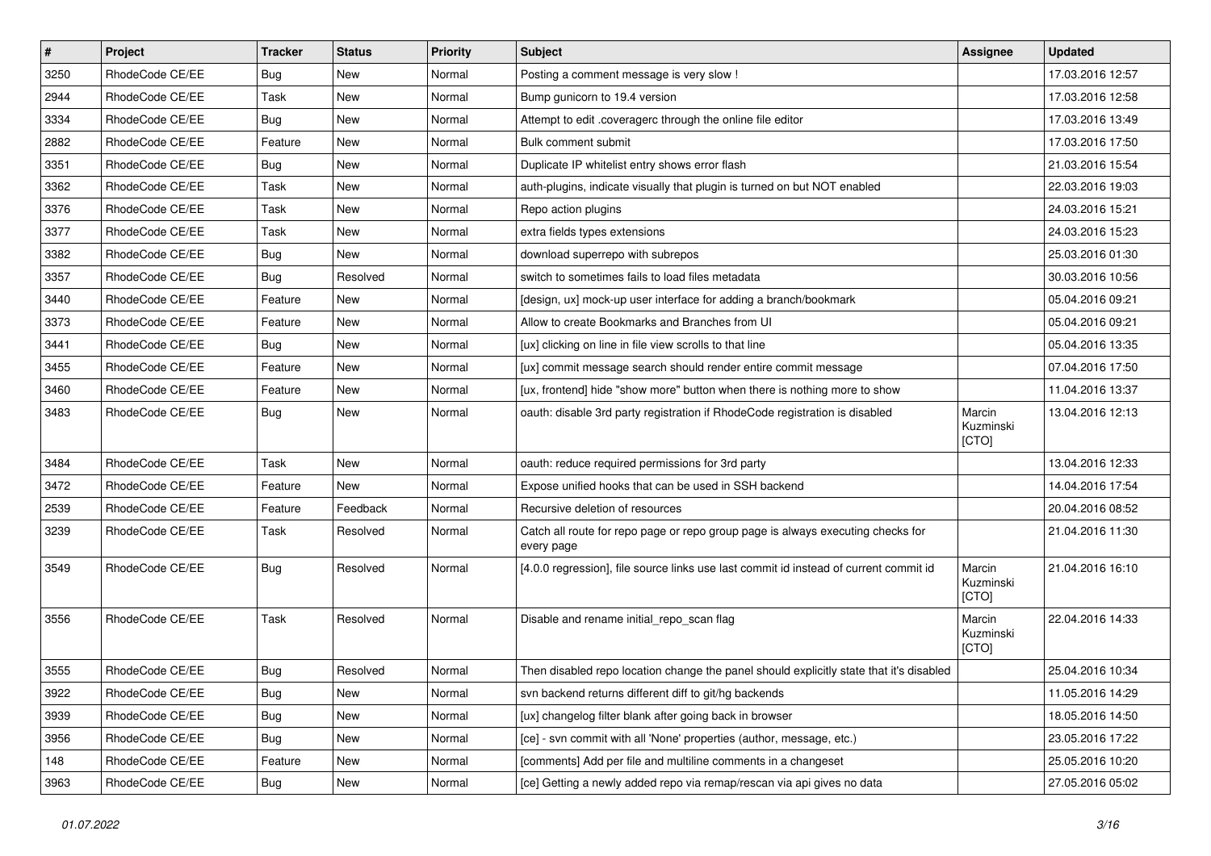| # | Project | Tracker | Status | Priority | Subject | Assignee | Updated |
|---|---|---|---|---|---|---|---|
| 3250 | RhodeCode CE/EE | Bug | New | Normal | Posting a comment message is very slow ! | | 17.03.2016 12:57 |
| 2944 | RhodeCode CE/EE | Task | New | Normal | Bump gunicorn to 19.4 version | | 17.03.2016 12:58 |
| 3334 | RhodeCode CE/EE | Bug | New | Normal | Attempt to edit .coveragerc through the online file editor | | 17.03.2016 13:49 |
| 2882 | RhodeCode CE/EE | Feature | New | Normal | Bulk comment submit | | 17.03.2016 17:50 |
| 3351 | RhodeCode CE/EE | Bug | New | Normal | Duplicate IP whitelist entry shows error flash | | 21.03.2016 15:54 |
| 3362 | RhodeCode CE/EE | Task | New | Normal | auth-plugins, indicate visually that plugin is turned on but NOT enabled | | 22.03.2016 19:03 |
| 3376 | RhodeCode CE/EE | Task | New | Normal | Repo action plugins | | 24.03.2016 15:21 |
| 3377 | RhodeCode CE/EE | Task | New | Normal | extra fields types extensions | | 24.03.2016 15:23 |
| 3382 | RhodeCode CE/EE | Bug | New | Normal | download superrepo with subrepos | | 25.03.2016 01:30 |
| 3357 | RhodeCode CE/EE | Bug | Resolved | Normal | switch to sometimes fails to load files metadata | | 30.03.2016 10:56 |
| 3440 | RhodeCode CE/EE | Feature | New | Normal | [design, ux] mock-up user interface for adding a branch/bookmark | | 05.04.2016 09:21 |
| 3373 | RhodeCode CE/EE | Feature | New | Normal | Allow to create Bookmarks and Branches from UI | | 05.04.2016 09:21 |
| 3441 | RhodeCode CE/EE | Bug | New | Normal | [ux] clicking on line in file view scrolls to that line | | 05.04.2016 13:35 |
| 3455 | RhodeCode CE/EE | Feature | New | Normal | [ux] commit message search should render entire commit message | | 07.04.2016 17:50 |
| 3460 | RhodeCode CE/EE | Feature | New | Normal | [ux, frontend] hide "show more" button when there is nothing more to show | | 11.04.2016 13:37 |
| 3483 | RhodeCode CE/EE | Bug | New | Normal | oauth: disable 3rd party registration if RhodeCode registration is disabled | Marcin Kuzminski [CTO] | 13.04.2016 12:13 |
| 3484 | RhodeCode CE/EE | Task | New | Normal | oauth: reduce required permissions for 3rd party | | 13.04.2016 12:33 |
| 3472 | RhodeCode CE/EE | Feature | New | Normal | Expose unified hooks that can be used in SSH backend | | 14.04.2016 17:54 |
| 2539 | RhodeCode CE/EE | Feature | Feedback | Normal | Recursive deletion of resources | | 20.04.2016 08:52 |
| 3239 | RhodeCode CE/EE | Task | Resolved | Normal | Catch all route for repo page or repo group page is always executing checks for every page | | 21.04.2016 11:30 |
| 3549 | RhodeCode CE/EE | Bug | Resolved | Normal | [4.0.0 regression], file source links use last commit id instead of current commit id | Marcin Kuzminski [CTO] | 21.04.2016 16:10 |
| 3556 | RhodeCode CE/EE | Task | Resolved | Normal | Disable and rename initial_repo_scan flag | Marcin Kuzminski [CTO] | 22.04.2016 14:33 |
| 3555 | RhodeCode CE/EE | Bug | Resolved | Normal | Then disabled repo location change the panel should explicitly state that it's disabled | | 25.04.2016 10:34 |
| 3922 | RhodeCode CE/EE | Bug | New | Normal | svn backend returns different diff to git/hg backends | | 11.05.2016 14:29 |
| 3939 | RhodeCode CE/EE | Bug | New | Normal | [ux] changelog filter blank after going back in browser | | 18.05.2016 14:50 |
| 3956 | RhodeCode CE/EE | Bug | New | Normal | [ce] - svn commit with all 'None' properties (author, message, etc.) | | 23.05.2016 17:22 |
| 148 | RhodeCode CE/EE | Feature | New | Normal | [comments] Add per file and multiline comments in a changeset | | 25.05.2016 10:20 |
| 3963 | RhodeCode CE/EE | Bug | New | Normal | [ce] Getting a newly added repo via remap/rescan via api gives no data | | 27.05.2016 05:02 |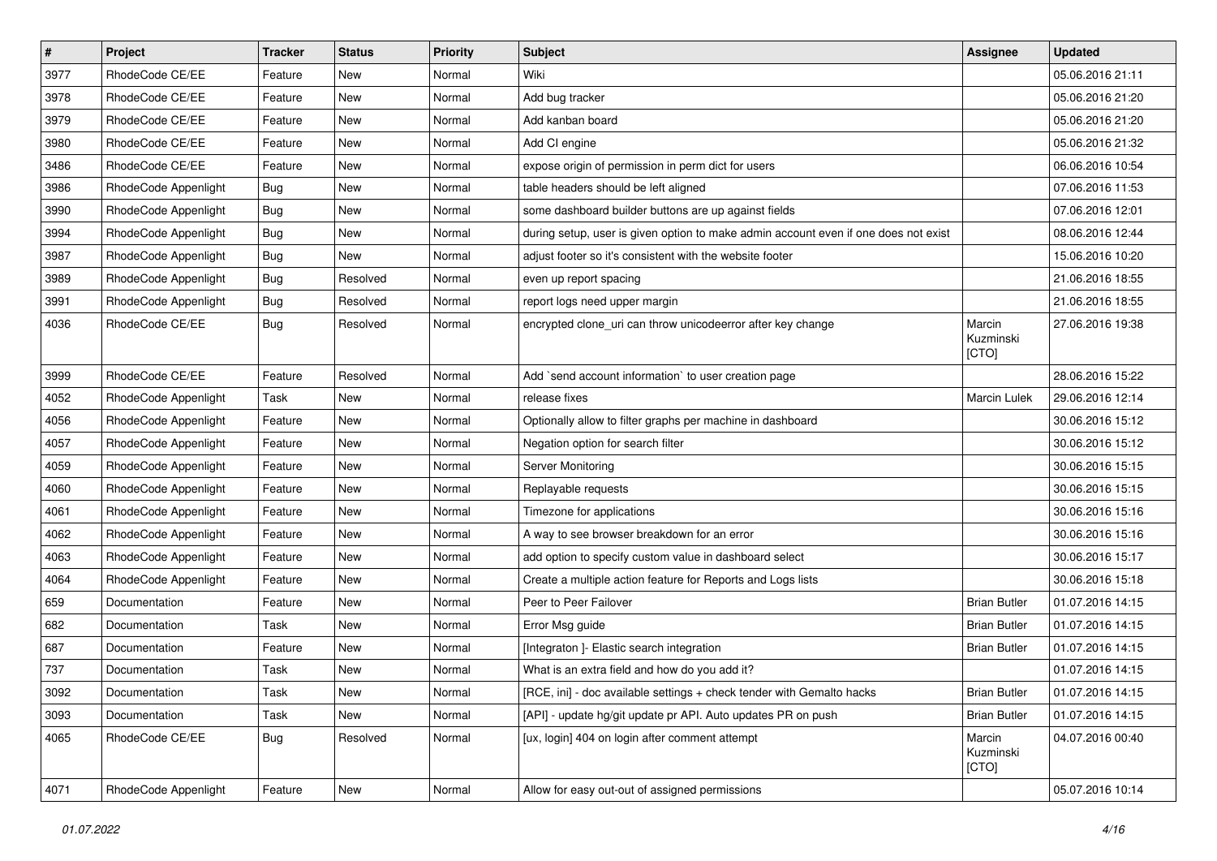| # | Project | Tracker | Status | Priority | Subject | Assignee | Updated |
|---|---|---|---|---|---|---|---|
| 3977 | RhodeCode CE/EE | Feature | New | Normal | Wiki | | 05.06.2016 21:11 |
| 3978 | RhodeCode CE/EE | Feature | New | Normal | Add bug tracker | | 05.06.2016 21:20 |
| 3979 | RhodeCode CE/EE | Feature | New | Normal | Add kanban board | | 05.06.2016 21:20 |
| 3980 | RhodeCode CE/EE | Feature | New | Normal | Add CI engine | | 05.06.2016 21:32 |
| 3486 | RhodeCode CE/EE | Feature | New | Normal | expose origin of permission in perm dict for users | | 06.06.2016 10:54 |
| 3986 | RhodeCode Appenlight | Bug | New | Normal | table headers should be left aligned | | 07.06.2016 11:53 |
| 3990 | RhodeCode Appenlight | Bug | New | Normal | some dashboard builder buttons are up against fields | | 07.06.2016 12:01 |
| 3994 | RhodeCode Appenlight | Bug | New | Normal | during setup, user is given option to make admin account even if one does not exist | | 08.06.2016 12:44 |
| 3987 | RhodeCode Appenlight | Bug | New | Normal | adjust footer so it's consistent with the website footer | | 15.06.2016 10:20 |
| 3989 | RhodeCode Appenlight | Bug | Resolved | Normal | even up report spacing | | 21.06.2016 18:55 |
| 3991 | RhodeCode Appenlight | Bug | Resolved | Normal | report logs need upper margin | | 21.06.2016 18:55 |
| 4036 | RhodeCode CE/EE | Bug | Resolved | Normal | encrypted clone_uri can throw unicodeerror after key change | Marcin Kuzminski [CTO] | 27.06.2016 19:38 |
| 3999 | RhodeCode CE/EE | Feature | Resolved | Normal | Add `send account information` to user creation page | | 28.06.2016 15:22 |
| 4052 | RhodeCode Appenlight | Task | New | Normal | release fixes | Marcin Lulek | 29.06.2016 12:14 |
| 4056 | RhodeCode Appenlight | Feature | New | Normal | Optionally allow to filter graphs per machine in dashboard | | 30.06.2016 15:12 |
| 4057 | RhodeCode Appenlight | Feature | New | Normal | Negation option for search filter | | 30.06.2016 15:12 |
| 4059 | RhodeCode Appenlight | Feature | New | Normal | Server Monitoring | | 30.06.2016 15:15 |
| 4060 | RhodeCode Appenlight | Feature | New | Normal | Replayable requests | | 30.06.2016 15:15 |
| 4061 | RhodeCode Appenlight | Feature | New | Normal | Timezone for applications | | 30.06.2016 15:16 |
| 4062 | RhodeCode Appenlight | Feature | New | Normal | A way to see browser breakdown for an error | | 30.06.2016 15:16 |
| 4063 | RhodeCode Appenlight | Feature | New | Normal | add option to specify custom value in dashboard select | | 30.06.2016 15:17 |
| 4064 | RhodeCode Appenlight | Feature | New | Normal | Create a multiple action feature for Reports and Logs lists | | 30.06.2016 15:18 |
| 659 | Documentation | Feature | New | Normal | Peer to Peer Failover | Brian Butler | 01.07.2016 14:15 |
| 682 | Documentation | Task | New | Normal | Error Msg guide | Brian Butler | 01.07.2016 14:15 |
| 687 | Documentation | Feature | New | Normal | [Integraton ]- Elastic search integration | Brian Butler | 01.07.2016 14:15 |
| 737 | Documentation | Task | New | Normal | What is an extra field and how do you add it? | | 01.07.2016 14:15 |
| 3092 | Documentation | Task | New | Normal | [RCE, ini] - doc available settings + check tender with Gemalto hacks | Brian Butler | 01.07.2016 14:15 |
| 3093 | Documentation | Task | New | Normal | [API] - update hg/git update pr API. Auto updates PR on push | Brian Butler | 01.07.2016 14:15 |
| 4065 | RhodeCode CE/EE | Bug | Resolved | Normal | [ux, login] 404 on login after comment attempt | Marcin Kuzminski [CTO] | 04.07.2016 00:40 |
| 4071 | RhodeCode Appenlight | Feature | New | Normal | Allow for easy out-out of assigned permissions | | 05.07.2016 10:14 |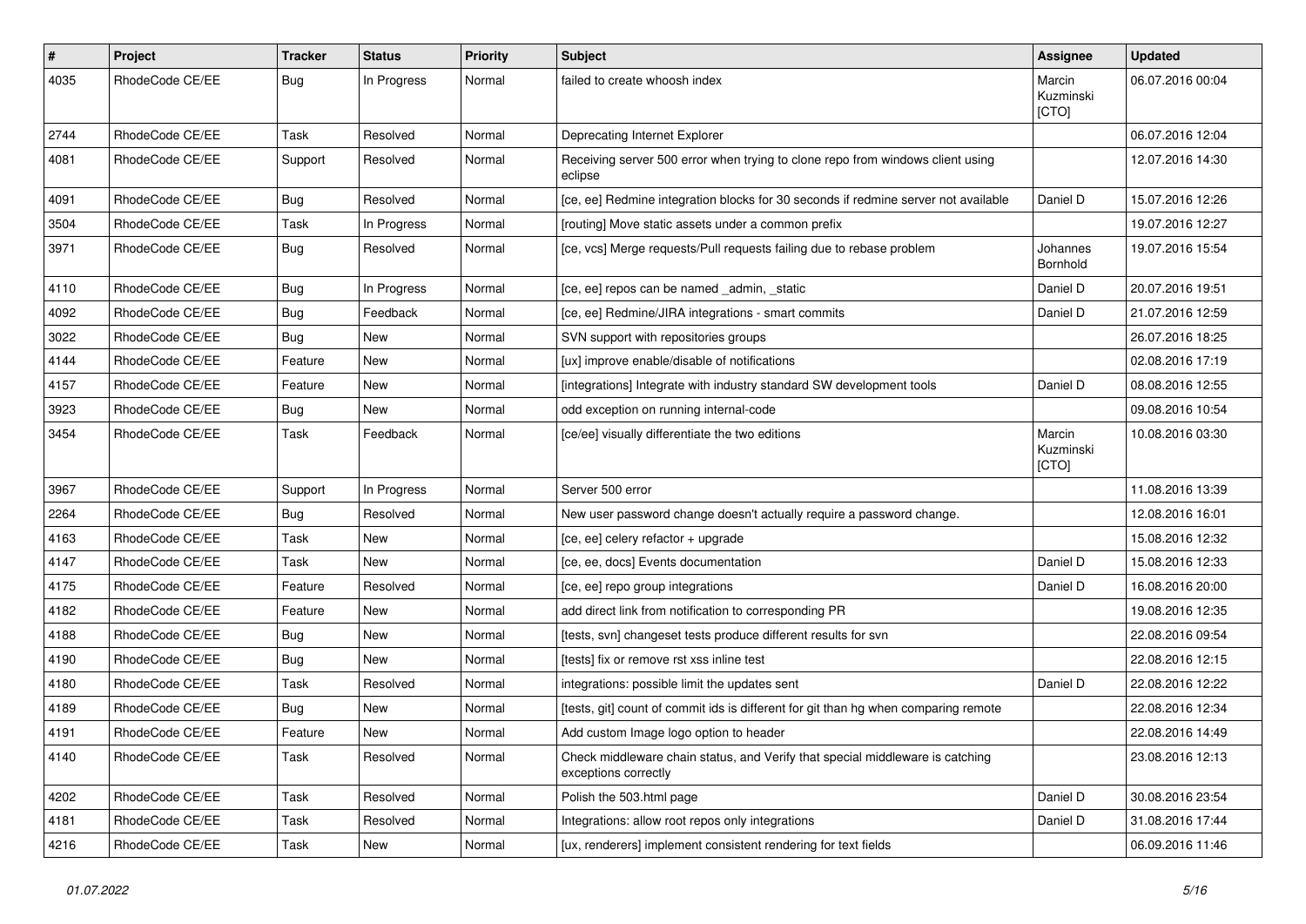| # | Project | Tracker | Status | Priority | Subject | Assignee | Updated |
|---|---|---|---|---|---|---|---|
| 4035 | RhodeCode CE/EE | Bug | In Progress | Normal | failed to create whoosh index | Marcin Kuzminski [CTO] | 06.07.2016 00:04 |
| 2744 | RhodeCode CE/EE | Task | Resolved | Normal | Deprecating Internet Explorer | | 06.07.2016 12:04 |
| 4081 | RhodeCode CE/EE | Support | Resolved | Normal | Receiving server 500 error when trying to clone repo from windows client using eclipse | | 12.07.2016 14:30 |
| 4091 | RhodeCode CE/EE | Bug | Resolved | Normal | [ce, ee] Redmine integration blocks for 30 seconds if redmine server not available | Daniel D | 15.07.2016 12:26 |
| 3504 | RhodeCode CE/EE | Task | In Progress | Normal | [routing] Move static assets under a common prefix | | 19.07.2016 12:27 |
| 3971 | RhodeCode CE/EE | Bug | Resolved | Normal | [ce, vcs] Merge requests/Pull requests failing due to rebase problem | Johannes Bornhold | 19.07.2016 15:54 |
| 4110 | RhodeCode CE/EE | Bug | In Progress | Normal | [ce, ee] repos can be named _admin, _static | Daniel D | 20.07.2016 19:51 |
| 4092 | RhodeCode CE/EE | Bug | Feedback | Normal | [ce, ee] Redmine/JIRA integrations - smart commits | Daniel D | 21.07.2016 12:59 |
| 3022 | RhodeCode CE/EE | Bug | New | Normal | SVN support with repositories groups | | 26.07.2016 18:25 |
| 4144 | RhodeCode CE/EE | Feature | New | Normal | [ux] improve enable/disable of notifications | | 02.08.2016 17:19 |
| 4157 | RhodeCode CE/EE | Feature | New | Normal | [integrations] Integrate with industry standard SW development tools | Daniel D | 08.08.2016 12:55 |
| 3923 | RhodeCode CE/EE | Bug | New | Normal | odd exception on running internal-code | | 09.08.2016 10:54 |
| 3454 | RhodeCode CE/EE | Task | Feedback | Normal | [ce/ee] visually differentiate the two editions | Marcin Kuzminski [CTO] | 10.08.2016 03:30 |
| 3967 | RhodeCode CE/EE | Support | In Progress | Normal | Server 500 error | | 11.08.2016 13:39 |
| 2264 | RhodeCode CE/EE | Bug | Resolved | Normal | New user password change doesn't actually require a password change. | | 12.08.2016 16:01 |
| 4163 | RhodeCode CE/EE | Task | New | Normal | [ce, ee] celery refactor + upgrade | | 15.08.2016 12:32 |
| 4147 | RhodeCode CE/EE | Task | New | Normal | [ce, ee, docs] Events documentation | Daniel D | 15.08.2016 12:33 |
| 4175 | RhodeCode CE/EE | Feature | Resolved | Normal | [ce, ee] repo group integrations | Daniel D | 16.08.2016 20:00 |
| 4182 | RhodeCode CE/EE | Feature | New | Normal | add direct link from notification to corresponding PR | | 19.08.2016 12:35 |
| 4188 | RhodeCode CE/EE | Bug | New | Normal | [tests, svn] changeset tests produce different results for svn | | 22.08.2016 09:54 |
| 4190 | RhodeCode CE/EE | Bug | New | Normal | [tests] fix or remove rst xss inline test | | 22.08.2016 12:15 |
| 4180 | RhodeCode CE/EE | Task | Resolved | Normal | integrations: possible limit the updates sent | Daniel D | 22.08.2016 12:22 |
| 4189 | RhodeCode CE/EE | Bug | New | Normal | [tests, git] count of commit ids is different for git than hg when comparing remote | | 22.08.2016 12:34 |
| 4191 | RhodeCode CE/EE | Feature | New | Normal | Add custom Image logo option to header | | 22.08.2016 14:49 |
| 4140 | RhodeCode CE/EE | Task | Resolved | Normal | Check middleware chain status, and Verify that special middleware is catching exceptions correctly | | 23.08.2016 12:13 |
| 4202 | RhodeCode CE/EE | Task | Resolved | Normal | Polish the 503.html page | Daniel D | 30.08.2016 23:54 |
| 4181 | RhodeCode CE/EE | Task | Resolved | Normal | Integrations: allow root repos only integrations | Daniel D | 31.08.2016 17:44 |
| 4216 | RhodeCode CE/EE | Task | New | Normal | [ux, renderers] implement consistent rendering for text fields | | 06.09.2016 11:46 |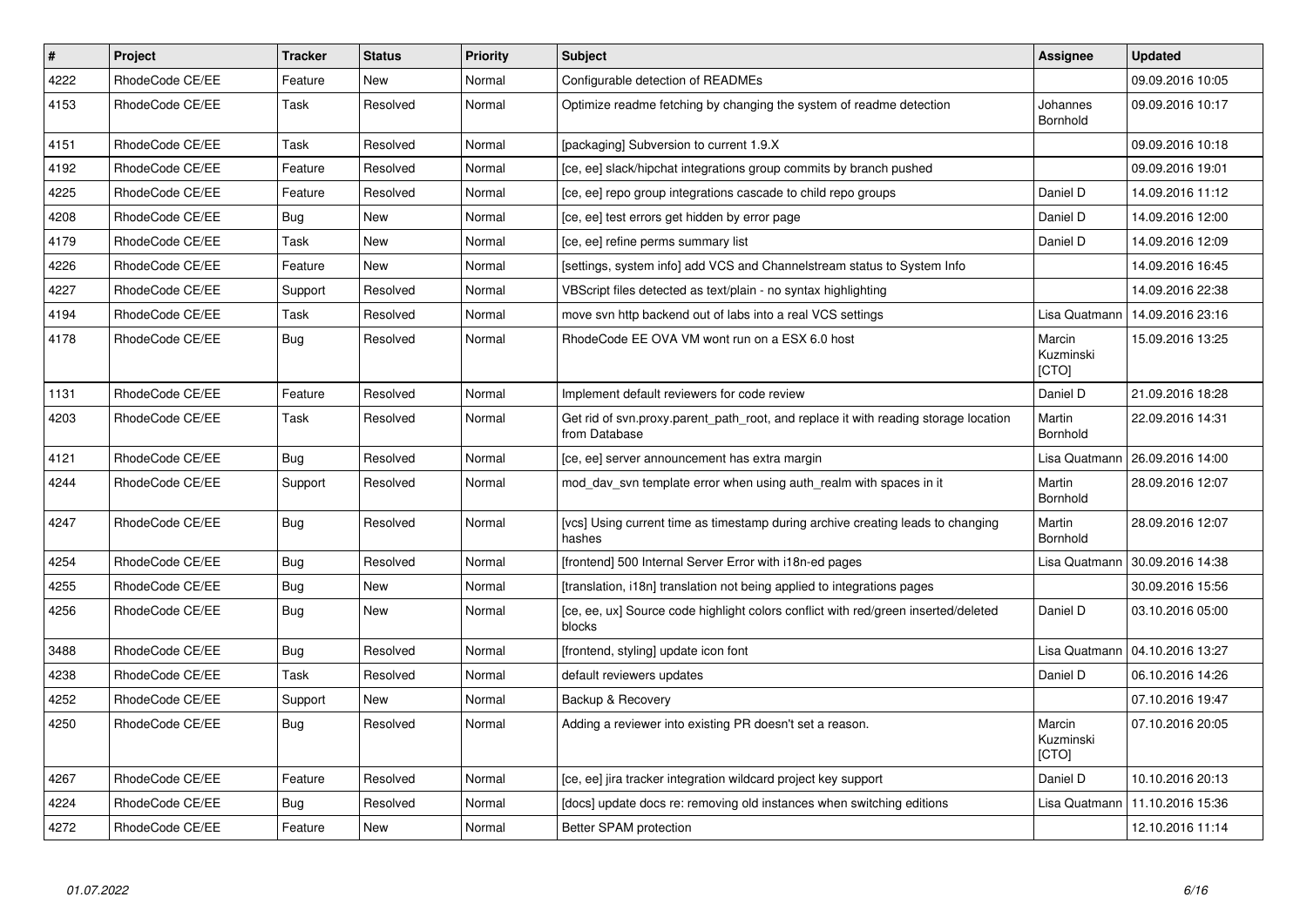| # | Project | Tracker | Status | Priority | Subject | Assignee | Updated |
|---|---|---|---|---|---|---|---|
| 4222 | RhodeCode CE/EE | Feature | New | Normal | Configurable detection of READMEs | | 09.09.2016 10:05 |
| 4153 | RhodeCode CE/EE | Task | Resolved | Normal | Optimize readme fetching by changing the system of readme detection | Johannes Bornhold | 09.09.2016 10:17 |
| 4151 | RhodeCode CE/EE | Task | Resolved | Normal | [packaging] Subversion to current 1.9.X | | 09.09.2016 10:18 |
| 4192 | RhodeCode CE/EE | Feature | Resolved | Normal | [ce, ee] slack/hipchat integrations group commits by branch pushed | | 09.09.2016 19:01 |
| 4225 | RhodeCode CE/EE | Feature | Resolved | Normal | [ce, ee] repo group integrations cascade to child repo groups | Daniel D | 14.09.2016 11:12 |
| 4208 | RhodeCode CE/EE | Bug | New | Normal | [ce, ee] test errors get hidden by error page | Daniel D | 14.09.2016 12:00 |
| 4179 | RhodeCode CE/EE | Task | New | Normal | [ce, ee] refine perms summary list | Daniel D | 14.09.2016 12:09 |
| 4226 | RhodeCode CE/EE | Feature | New | Normal | [settings, system info] add VCS and Channelstream status to System Info | | 14.09.2016 16:45 |
| 4227 | RhodeCode CE/EE | Support | Resolved | Normal | VBScript files detected as text/plain - no syntax highlighting | | 14.09.2016 22:38 |
| 4194 | RhodeCode CE/EE | Task | Resolved | Normal | move svn http backend out of labs into a real VCS settings | Lisa Quatmann | 14.09.2016 23:16 |
| 4178 | RhodeCode CE/EE | Bug | Resolved | Normal | RhodeCode EE OVA VM wont run on a ESX 6.0 host | Marcin Kuzminski [CTO] | 15.09.2016 13:25 |
| 1131 | RhodeCode CE/EE | Feature | Resolved | Normal | Implement default reviewers for code review | Daniel D | 21.09.2016 18:28 |
| 4203 | RhodeCode CE/EE | Task | Resolved | Normal | Get rid of svn.proxy.parent_path_root, and replace it with reading storage location from Database | Martin Bornhold | 22.09.2016 14:31 |
| 4121 | RhodeCode CE/EE | Bug | Resolved | Normal | [ce, ee] server announcement has extra margin | Lisa Quatmann | 26.09.2016 14:00 |
| 4244 | RhodeCode CE/EE | Support | Resolved | Normal | mod_dav_svn template error when using auth_realm with spaces in it | Martin Bornhold | 28.09.2016 12:07 |
| 4247 | RhodeCode CE/EE | Bug | Resolved | Normal | [vcs] Using current time as timestamp during archive creating leads to changing hashes | Martin Bornhold | 28.09.2016 12:07 |
| 4254 | RhodeCode CE/EE | Bug | Resolved | Normal | [frontend] 500 Internal Server Error with i18n-ed pages | Lisa Quatmann | 30.09.2016 14:38 |
| 4255 | RhodeCode CE/EE | Bug | New | Normal | [translation, i18n] translation not being applied to integrations pages | | 30.09.2016 15:56 |
| 4256 | RhodeCode CE/EE | Bug | New | Normal | [ce, ee, ux] Source code highlight colors conflict with red/green inserted/deleted blocks | Daniel D | 03.10.2016 05:00 |
| 3488 | RhodeCode CE/EE | Bug | Resolved | Normal | [frontend, styling] update icon font | Lisa Quatmann | 04.10.2016 13:27 |
| 4238 | RhodeCode CE/EE | Task | Resolved | Normal | default reviewers updates | Daniel D | 06.10.2016 14:26 |
| 4252 | RhodeCode CE/EE | Support | New | Normal | Backup & Recovery | | 07.10.2016 19:47 |
| 4250 | RhodeCode CE/EE | Bug | Resolved | Normal | Adding a reviewer into existing PR doesn't set a reason. | Marcin Kuzminski [CTO] | 07.10.2016 20:05 |
| 4267 | RhodeCode CE/EE | Feature | Resolved | Normal | [ce, ee] jira tracker integration wildcard project key support | Daniel D | 10.10.2016 20:13 |
| 4224 | RhodeCode CE/EE | Bug | Resolved | Normal | [docs] update docs re: removing old instances when switching editions | Lisa Quatmann | 11.10.2016 15:36 |
| 4272 | RhodeCode CE/EE | Feature | New | Normal | Better SPAM protection | | 12.10.2016 11:14 |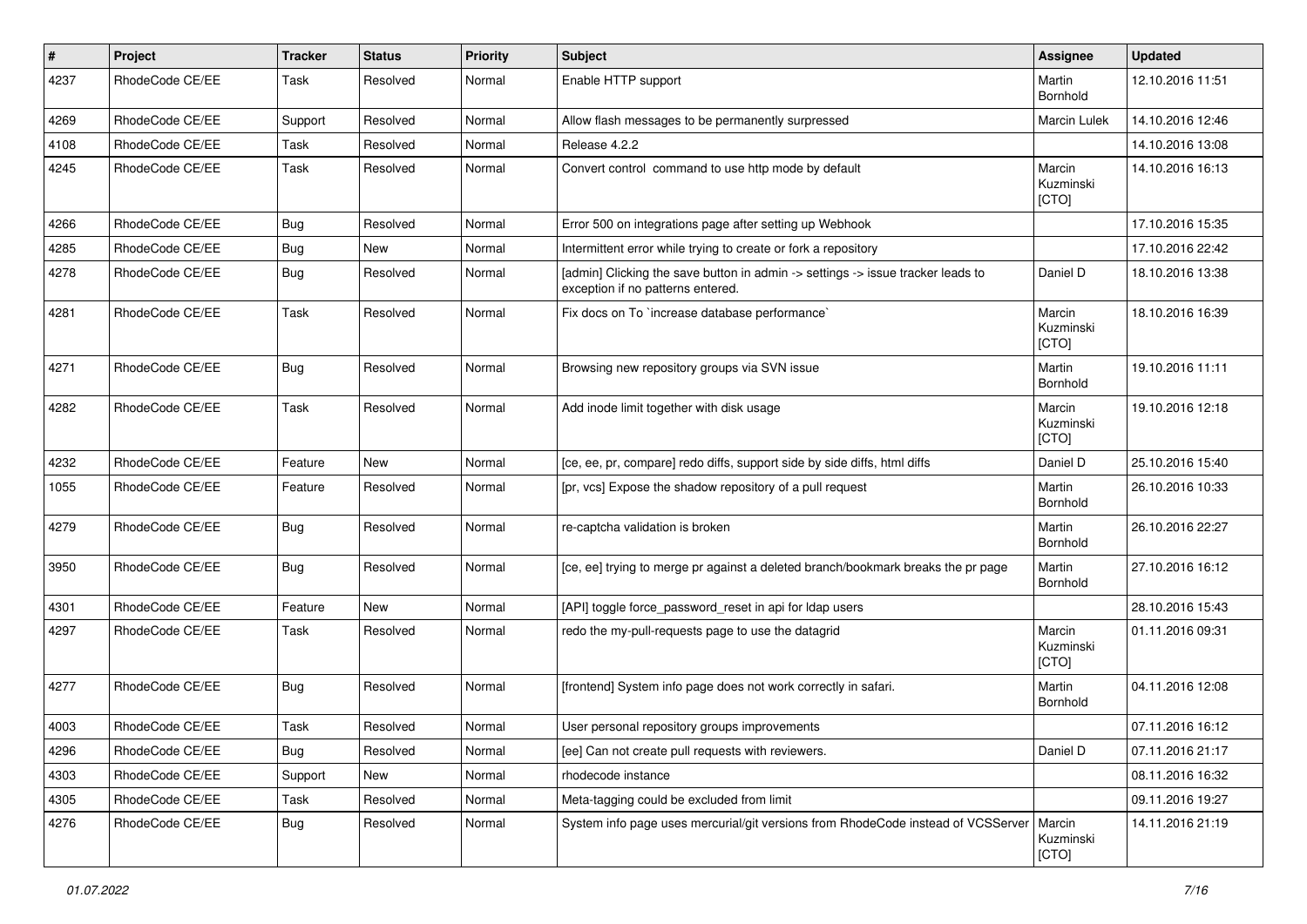| # | Project | Tracker | Status | Priority | Subject | Assignee | Updated |
|---|---|---|---|---|---|---|---|
| 4237 | RhodeCode CE/EE | Task | Resolved | Normal | Enable HTTP support | Martin Bornhold | 12.10.2016 11:51 |
| 4269 | RhodeCode CE/EE | Support | Resolved | Normal | Allow flash messages to be permanently surpressed | Marcin Lulek | 14.10.2016 12:46 |
| 4108 | RhodeCode CE/EE | Task | Resolved | Normal | Release 4.2.2 | | 14.10.2016 13:08 |
| 4245 | RhodeCode CE/EE | Task | Resolved | Normal | Convert control  command to use http mode by default | Marcin Kuzminski [CTO] | 14.10.2016 16:13 |
| 4266 | RhodeCode CE/EE | Bug | Resolved | Normal | Error 500 on integrations page after setting up Webhook | | 17.10.2016 15:35 |
| 4285 | RhodeCode CE/EE | Bug | New | Normal | Intermittent error while trying to create or fork a repository | | 17.10.2016 22:42 |
| 4278 | RhodeCode CE/EE | Bug | Resolved | Normal | [admin] Clicking the save button in admin -> settings -> issue tracker leads to exception if no patterns entered. | Daniel D | 18.10.2016 13:38 |
| 4281 | RhodeCode CE/EE | Task | Resolved | Normal | Fix docs on To `increase database performance` | Marcin Kuzminski [CTO] | 18.10.2016 16:39 |
| 4271 | RhodeCode CE/EE | Bug | Resolved | Normal | Browsing new repository groups via SVN issue | Martin Bornhold | 19.10.2016 11:11 |
| 4282 | RhodeCode CE/EE | Task | Resolved | Normal | Add inode limit together with disk usage | Marcin Kuzminski [CTO] | 19.10.2016 12:18 |
| 4232 | RhodeCode CE/EE | Feature | New | Normal | [ce, ee, pr, compare] redo diffs, support side by side diffs, html diffs | Daniel D | 25.10.2016 15:40 |
| 1055 | RhodeCode CE/EE | Feature | Resolved | Normal | [pr, vcs] Expose the shadow repository of a pull request | Martin Bornhold | 26.10.2016 10:33 |
| 4279 | RhodeCode CE/EE | Bug | Resolved | Normal | re-captcha validation is broken | Martin Bornhold | 26.10.2016 22:27 |
| 3950 | RhodeCode CE/EE | Bug | Resolved | Normal | [ce, ee] trying to merge pr against a deleted branch/bookmark breaks the pr page | Martin Bornhold | 27.10.2016 16:12 |
| 4301 | RhodeCode CE/EE | Feature | New | Normal | [API] toggle force_password_reset in api for ldap users | | 28.10.2016 15:43 |
| 4297 | RhodeCode CE/EE | Task | Resolved | Normal | redo the my-pull-requests page to use the datagrid | Marcin Kuzminski [CTO] | 01.11.2016 09:31 |
| 4277 | RhodeCode CE/EE | Bug | Resolved | Normal | [frontend] System info page does not work correctly in safari. | Martin Bornhold | 04.11.2016 12:08 |
| 4003 | RhodeCode CE/EE | Task | Resolved | Normal | User personal repository groups improvements | | 07.11.2016 16:12 |
| 4296 | RhodeCode CE/EE | Bug | Resolved | Normal | [ee] Can not create pull requests with reviewers. | Daniel D | 07.11.2016 21:17 |
| 4303 | RhodeCode CE/EE | Support | New | Normal | rhodecode instance | | 08.11.2016 16:32 |
| 4305 | RhodeCode CE/EE | Task | Resolved | Normal | Meta-tagging could be excluded from limit | | 09.11.2016 19:27 |
| 4276 | RhodeCode CE/EE | Bug | Resolved | Normal | System info page uses mercurial/git versions from RhodeCode instead of VCSServer | Marcin Kuzminski [CTO] | 14.11.2016 21:19 |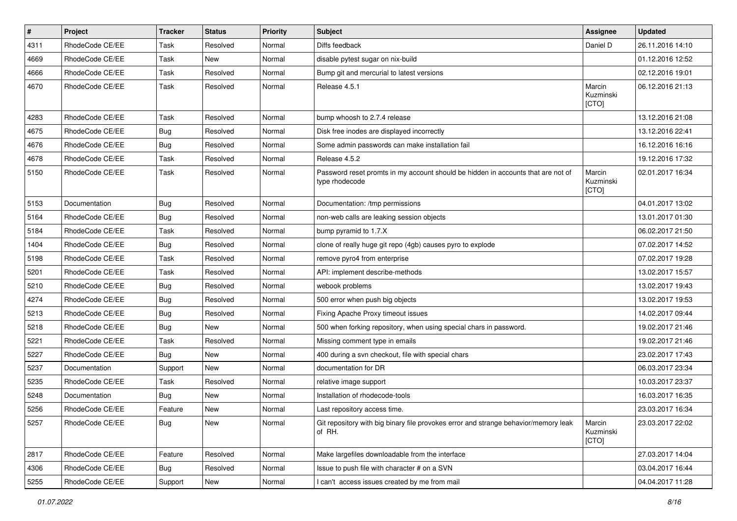| # | Project | Tracker | Status | Priority | Subject | Assignee | Updated |
|---|---|---|---|---|---|---|---|
| 4311 | RhodeCode CE/EE | Task | Resolved | Normal | Diffs feedback | Daniel D | 26.11.2016 14:10 |
| 4669 | RhodeCode CE/EE | Task | New | Normal | disable pytest sugar on nix-build | | 01.12.2016 12:52 |
| 4666 | RhodeCode CE/EE | Task | Resolved | Normal | Bump git and mercurial to latest versions | | 02.12.2016 19:01 |
| 4670 | RhodeCode CE/EE | Task | Resolved | Normal | Release 4.5.1 | Marcin Kuzminski [CTO] | 06.12.2016 21:13 |
| 4283 | RhodeCode CE/EE | Task | Resolved | Normal | bump whoosh to 2.7.4 release | | 13.12.2016 21:08 |
| 4675 | RhodeCode CE/EE | Bug | Resolved | Normal | Disk free inodes are displayed incorrectly | | 13.12.2016 22:41 |
| 4676 | RhodeCode CE/EE | Bug | Resolved | Normal | Some admin passwords can make installation fail | | 16.12.2016 16:16 |
| 4678 | RhodeCode CE/EE | Task | Resolved | Normal | Release 4.5.2 | | 19.12.2016 17:32 |
| 5150 | RhodeCode CE/EE | Task | Resolved | Normal | Password reset promts in my account should be hidden in accounts that are not of type rhodecode | Marcin Kuzminski [CTO] | 02.01.2017 16:34 |
| 5153 | Documentation | Bug | Resolved | Normal | Documentation: /tmp permissions | | 04.01.2017 13:02 |
| 5164 | RhodeCode CE/EE | Bug | Resolved | Normal | non-web calls are leaking session objects | | 13.01.2017 01:30 |
| 5184 | RhodeCode CE/EE | Task | Resolved | Normal | bump pyramid to 1.7.X | | 06.02.2017 21:50 |
| 1404 | RhodeCode CE/EE | Bug | Resolved | Normal | clone of really huge git repo (4gb) causes pyro to explode | | 07.02.2017 14:52 |
| 5198 | RhodeCode CE/EE | Task | Resolved | Normal | remove pyro4 from enterprise | | 07.02.2017 19:28 |
| 5201 | RhodeCode CE/EE | Task | Resolved | Normal | API: implement describe-methods | | 13.02.2017 15:57 |
| 5210 | RhodeCode CE/EE | Bug | Resolved | Normal | webook problems | | 13.02.2017 19:43 |
| 4274 | RhodeCode CE/EE | Bug | Resolved | Normal | 500 error when push big objects | | 13.02.2017 19:53 |
| 5213 | RhodeCode CE/EE | Bug | Resolved | Normal | Fixing Apache Proxy timeout issues | | 14.02.2017 09:44 |
| 5218 | RhodeCode CE/EE | Bug | New | Normal | 500 when forking repository, when using special chars in password. | | 19.02.2017 21:46 |
| 5221 | RhodeCode CE/EE | Task | Resolved | Normal | Missing comment type in emails | | 19.02.2017 21:46 |
| 5227 | RhodeCode CE/EE | Bug | New | Normal | 400 during a svn checkout, file with special chars | | 23.02.2017 17:43 |
| 5237 | Documentation | Support | New | Normal | documentation for DR | | 06.03.2017 23:34 |
| 5235 | RhodeCode CE/EE | Task | Resolved | Normal | relative image support | | 10.03.2017 23:37 |
| 5248 | Documentation | Bug | New | Normal | Installation of rhodecode-tools | | 16.03.2017 16:35 |
| 5256 | RhodeCode CE/EE | Feature | New | Normal | Last repository access time. | | 23.03.2017 16:34 |
| 5257 | RhodeCode CE/EE | Bug | New | Normal | Git repository with big binary file provokes error and strange behavior/memory leak of RH. | Marcin Kuzminski [CTO] | 23.03.2017 22:02 |
| 2817 | RhodeCode CE/EE | Feature | Resolved | Normal | Make largefiles downloadable from the interface | | 27.03.2017 14:04 |
| 4306 | RhodeCode CE/EE | Bug | Resolved | Normal | Issue to push file with character # on a SVN | | 03.04.2017 16:44 |
| 5255 | RhodeCode CE/EE | Support | New | Normal | I can't access issues created by me from mail | | 04.04.2017 11:28 |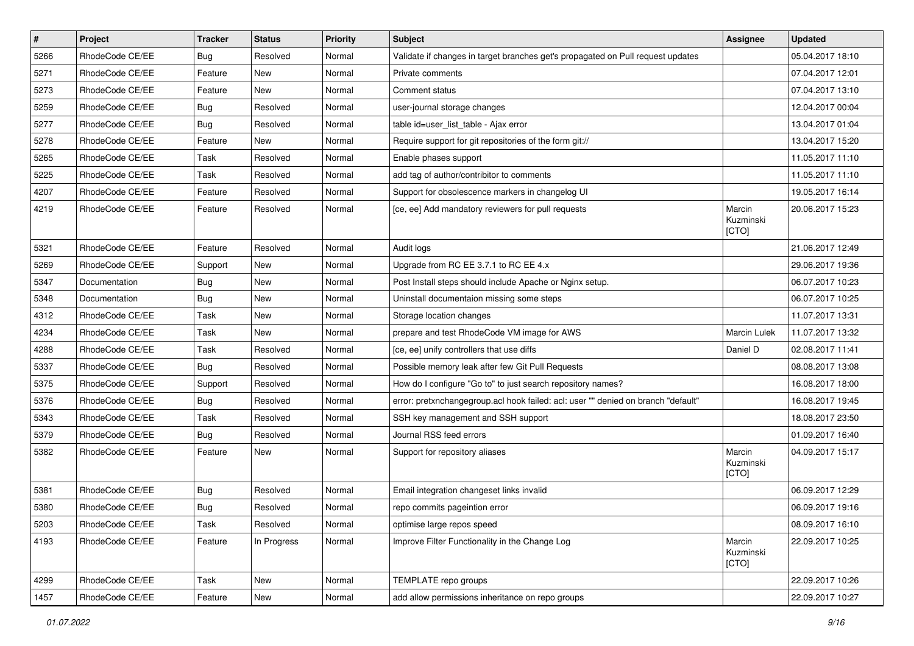| # | Project | Tracker | Status | Priority | Subject | Assignee | Updated |
|---|---|---|---|---|---|---|---|
| 5266 | RhodeCode CE/EE | Bug | Resolved | Normal | Validate if changes in target branches get's propagated on Pull request updates | | 05.04.2017 18:10 |
| 5271 | RhodeCode CE/EE | Feature | New | Normal | Private comments | | 07.04.2017 12:01 |
| 5273 | RhodeCode CE/EE | Feature | New | Normal | Comment status | | 07.04.2017 13:10 |
| 5259 | RhodeCode CE/EE | Bug | Resolved | Normal | user-journal storage changes | | 12.04.2017 00:04 |
| 5277 | RhodeCode CE/EE | Bug | Resolved | Normal | table id=user_list_table - Ajax error | | 13.04.2017 01:04 |
| 5278 | RhodeCode CE/EE | Feature | New | Normal | Require support for git repositories of the form git:// | | 13.04.2017 15:20 |
| 5265 | RhodeCode CE/EE | Task | Resolved | Normal | Enable phases support | | 11.05.2017 11:10 |
| 5225 | RhodeCode CE/EE | Task | Resolved | Normal | add tag of author/contribitor to comments | | 11.05.2017 11:10 |
| 4207 | RhodeCode CE/EE | Feature | Resolved | Normal | Support for obsolescence markers in changelog UI | | 19.05.2017 16:14 |
| 4219 | RhodeCode CE/EE | Feature | Resolved | Normal | [ce, ee] Add mandatory reviewers for pull requests | Marcin Kuzminski [CTO] | 20.06.2017 15:23 |
| 5321 | RhodeCode CE/EE | Feature | Resolved | Normal | Audit logs | | 21.06.2017 12:49 |
| 5269 | RhodeCode CE/EE | Support | New | Normal | Upgrade from RC EE 3.7.1 to RC EE 4.x | | 29.06.2017 19:36 |
| 5347 | Documentation | Bug | New | Normal | Post Install steps should include Apache or Nginx setup. | | 06.07.2017 10:23 |
| 5348 | Documentation | Bug | New | Normal | Uninstall documentaion missing some steps | | 06.07.2017 10:25 |
| 4312 | RhodeCode CE/EE | Task | New | Normal | Storage location changes | | 11.07.2017 13:31 |
| 4234 | RhodeCode CE/EE | Task | New | Normal | prepare and test RhodeCode VM image for AWS | Marcin Lulek | 11.07.2017 13:32 |
| 4288 | RhodeCode CE/EE | Task | Resolved | Normal | [ce, ee] unify controllers that use diffs | Daniel D | 02.08.2017 11:41 |
| 5337 | RhodeCode CE/EE | Bug | Resolved | Normal | Possible memory leak after few Git Pull Requests | | 08.08.2017 13:08 |
| 5375 | RhodeCode CE/EE | Support | Resolved | Normal | How do I configure "Go to" to just search repository names? | | 16.08.2017 18:00 |
| 5376 | RhodeCode CE/EE | Bug | Resolved | Normal | error: pretxnchangegroup.acl hook failed: acl: user "" denied on branch "default" | | 16.08.2017 19:45 |
| 5343 | RhodeCode CE/EE | Task | Resolved | Normal | SSH key management and SSH support | | 18.08.2017 23:50 |
| 5379 | RhodeCode CE/EE | Bug | Resolved | Normal | Journal RSS feed errors | | 01.09.2017 16:40 |
| 5382 | RhodeCode CE/EE | Feature | New | Normal | Support for repository aliases | Marcin Kuzminski [CTO] | 04.09.2017 15:17 |
| 5381 | RhodeCode CE/EE | Bug | Resolved | Normal | Email integration changeset links invalid | | 06.09.2017 12:29 |
| 5380 | RhodeCode CE/EE | Bug | Resolved | Normal | repo commits pageintion error | | 06.09.2017 19:16 |
| 5203 | RhodeCode CE/EE | Task | Resolved | Normal | optimise large repos speed | | 08.09.2017 16:10 |
| 4193 | RhodeCode CE/EE | Feature | In Progress | Normal | Improve Filter Functionality in the Change Log | Marcin Kuzminski [CTO] | 22.09.2017 10:25 |
| 4299 | RhodeCode CE/EE | Task | New | Normal | TEMPLATE repo groups | | 22.09.2017 10:26 |
| 1457 | RhodeCode CE/EE | Feature | New | Normal | add allow permissions inheritance on repo groups | | 22.09.2017 10:27 |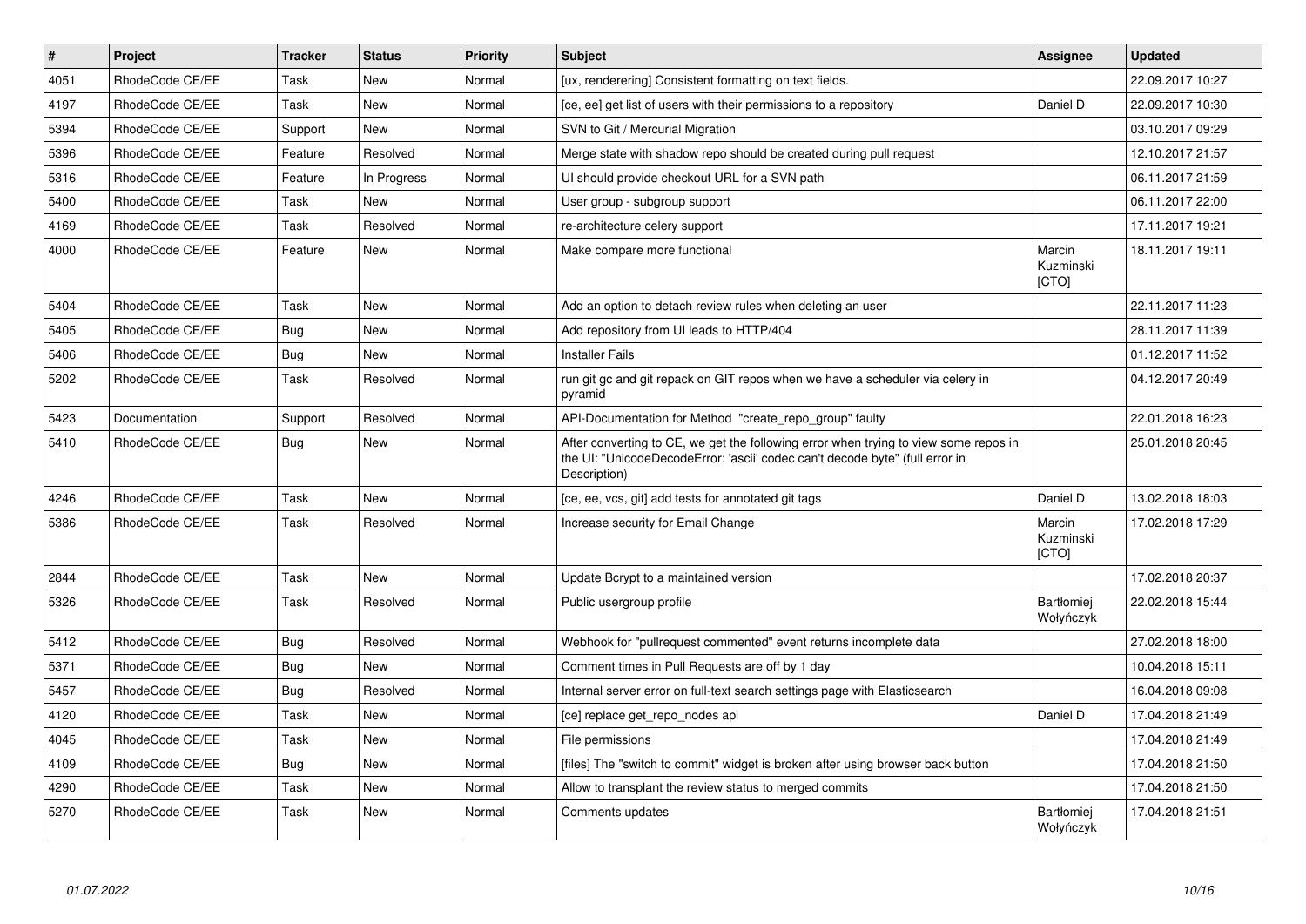| # | Project | Tracker | Status | Priority | Subject | Assignee | Updated |
|---|---|---|---|---|---|---|---|
| 4051 | RhodeCode CE/EE | Task | New | Normal | [ux, renderering] Consistent formatting on text fields. | | 22.09.2017 10:27 |
| 4197 | RhodeCode CE/EE | Task | New | Normal | [ce, ee] get list of users with their permissions to a repository | Daniel D | 22.09.2017 10:30 |
| 5394 | RhodeCode CE/EE | Support | New | Normal | SVN to Git / Mercurial Migration | | 03.10.2017 09:29 |
| 5396 | RhodeCode CE/EE | Feature | Resolved | Normal | Merge state with shadow repo should be created during pull request | | 12.10.2017 21:57 |
| 5316 | RhodeCode CE/EE | Feature | In Progress | Normal | UI should provide checkout URL for a SVN path | | 06.11.2017 21:59 |
| 5400 | RhodeCode CE/EE | Task | New | Normal | User group - subgroup support | | 06.11.2017 22:00 |
| 4169 | RhodeCode CE/EE | Task | Resolved | Normal | re-architecture celery support | | 17.11.2017 19:21 |
| 4000 | RhodeCode CE/EE | Feature | New | Normal | Make compare more functional | Marcin Kuzminski [CTO] | 18.11.2017 19:11 |
| 5404 | RhodeCode CE/EE | Task | New | Normal | Add an option to detach review rules when deleting an user | | 22.11.2017 11:23 |
| 5405 | RhodeCode CE/EE | Bug | New | Normal | Add repository from UI leads to HTTP/404 | | 28.11.2017 11:39 |
| 5406 | RhodeCode CE/EE | Bug | New | Normal | Installer Fails | | 01.12.2017 11:52 |
| 5202 | RhodeCode CE/EE | Task | Resolved | Normal | run git gc and git repack on GIT repos when we have a scheduler via celery in pyramid | | 04.12.2017 20:49 |
| 5423 | Documentation | Support | Resolved | Normal | API-Documentation for Method "create_repo_group" faulty | | 22.01.2018 16:23 |
| 5410 | RhodeCode CE/EE | Bug | New | Normal | After converting to CE, we get the following error when trying to view some repos in the UI: "UnicodeDecodeError: 'ascii' codec can't decode byte" (full error in Description) | | 25.01.2018 20:45 |
| 4246 | RhodeCode CE/EE | Task | New | Normal | [ce, ee, vcs, git] add tests for annotated git tags | Daniel D | 13.02.2018 18:03 |
| 5386 | RhodeCode CE/EE | Task | Resolved | Normal | Increase security for Email Change | Marcin Kuzminski [CTO] | 17.02.2018 17:29 |
| 2844 | RhodeCode CE/EE | Task | New | Normal | Update Bcrypt to a maintained version | | 17.02.2018 20:37 |
| 5326 | RhodeCode CE/EE | Task | Resolved | Normal | Public usergroup profile | Bartłomiej Wołyńczyk | 22.02.2018 15:44 |
| 5412 | RhodeCode CE/EE | Bug | Resolved | Normal | Webhook for "pullrequest commented" event returns incomplete data | | 27.02.2018 18:00 |
| 5371 | RhodeCode CE/EE | Bug | New | Normal | Comment times in Pull Requests are off by 1 day | | 10.04.2018 15:11 |
| 5457 | RhodeCode CE/EE | Bug | Resolved | Normal | Internal server error on full-text search settings page with Elasticsearch | | 16.04.2018 09:08 |
| 4120 | RhodeCode CE/EE | Task | New | Normal | [ce] replace get_repo_nodes api | Daniel D | 17.04.2018 21:49 |
| 4045 | RhodeCode CE/EE | Task | New | Normal | File permissions | | 17.04.2018 21:49 |
| 4109 | RhodeCode CE/EE | Bug | New | Normal | [files] The "switch to commit" widget is broken after using browser back button | | 17.04.2018 21:50 |
| 4290 | RhodeCode CE/EE | Task | New | Normal | Allow to transplant the review status to merged commits | | 17.04.2018 21:50 |
| 5270 | RhodeCode CE/EE | Task | New | Normal | Comments updates | Bartłomiej Wołyńczyk | 17.04.2018 21:51 |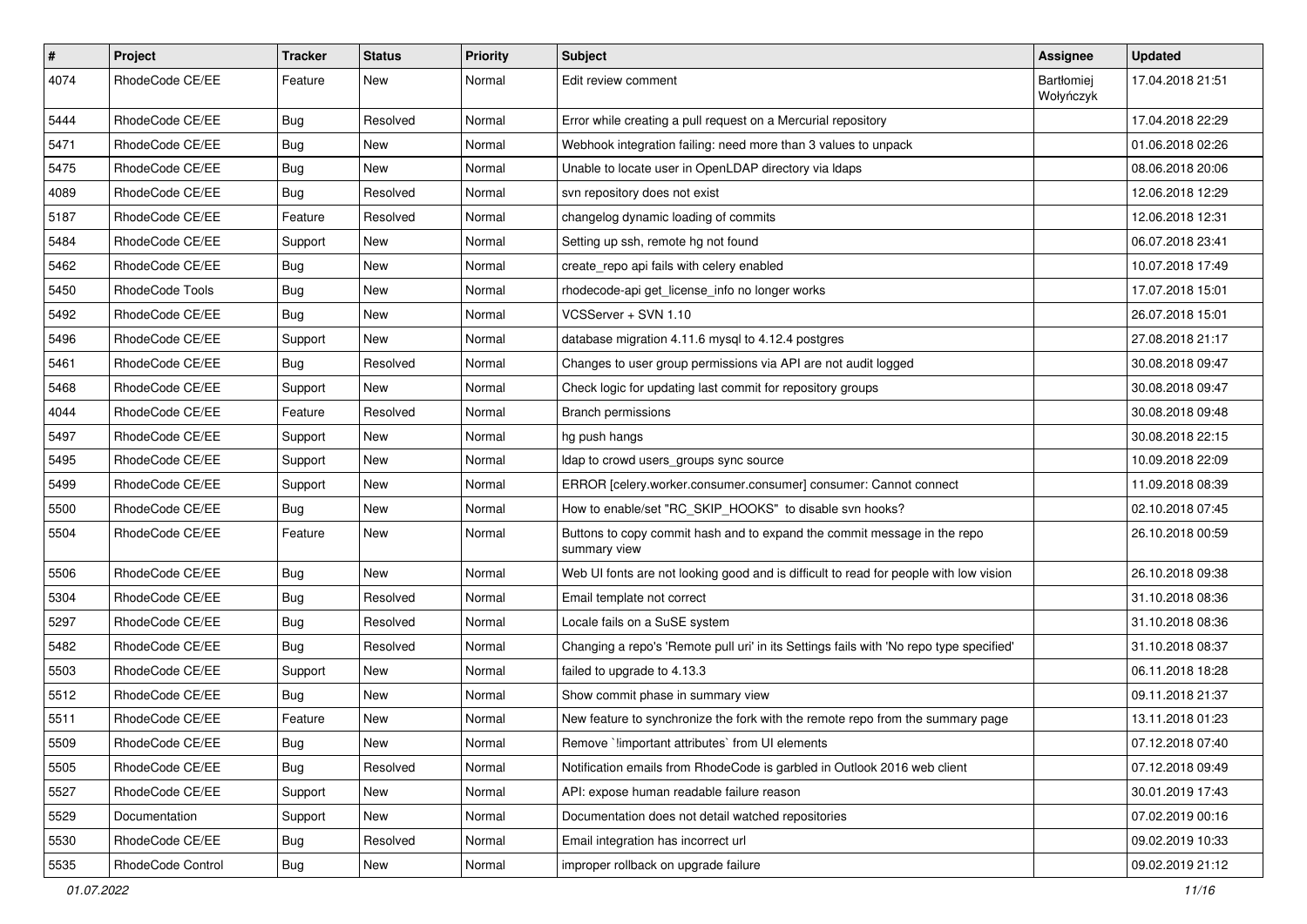| # | Project | Tracker | Status | Priority | Subject | Assignee | Updated |
|---|---|---|---|---|---|---|---|
| 4074 | RhodeCode CE/EE | Feature | New | Normal | Edit review comment | Bartłomiej Wołyńczyk | 17.04.2018 21:51 |
| 5444 | RhodeCode CE/EE | Bug | Resolved | Normal | Error while creating a pull request on a Mercurial repository | | 17.04.2018 22:29 |
| 5471 | RhodeCode CE/EE | Bug | New | Normal | Webhook integration failing: need more than 3 values to unpack | | 01.06.2018 02:26 |
| 5475 | RhodeCode CE/EE | Bug | New | Normal | Unable to locate user in OpenLDAP directory via ldaps | | 08.06.2018 20:06 |
| 4089 | RhodeCode CE/EE | Bug | Resolved | Normal | svn repository does not exist | | 12.06.2018 12:29 |
| 5187 | RhodeCode CE/EE | Feature | Resolved | Normal | changelog dynamic loading of commits | | 12.06.2018 12:31 |
| 5484 | RhodeCode CE/EE | Support | New | Normal | Setting up ssh, remote hg not found | | 06.07.2018 23:41 |
| 5462 | RhodeCode CE/EE | Bug | New | Normal | create_repo api fails with celery enabled | | 10.07.2018 17:49 |
| 5450 | RhodeCode Tools | Bug | New | Normal | rhodecode-api get_license_info no longer works | | 17.07.2018 15:01 |
| 5492 | RhodeCode CE/EE | Bug | New | Normal | VCSServer + SVN 1.10 | | 26.07.2018 15:01 |
| 5496 | RhodeCode CE/EE | Support | New | Normal | database migration 4.11.6 mysql to 4.12.4 postgres | | 27.08.2018 21:17 |
| 5461 | RhodeCode CE/EE | Bug | Resolved | Normal | Changes to user group permissions via API are not audit logged | | 30.08.2018 09:47 |
| 5468 | RhodeCode CE/EE | Support | New | Normal | Check logic for updating last commit for repository groups | | 30.08.2018 09:47 |
| 4044 | RhodeCode CE/EE | Feature | Resolved | Normal | Branch permissions | | 30.08.2018 09:48 |
| 5497 | RhodeCode CE/EE | Support | New | Normal | hg push hangs | | 30.08.2018 22:15 |
| 5495 | RhodeCode CE/EE | Support | New | Normal | ldap to crowd users_groups sync source | | 10.09.2018 22:09 |
| 5499 | RhodeCode CE/EE | Support | New | Normal | ERROR [celery.worker.consumer.consumer] consumer: Cannot connect | | 11.09.2018 08:39 |
| 5500 | RhodeCode CE/EE | Bug | New | Normal | How to enable/set "RC_SKIP_HOOKS" to disable svn hooks? | | 02.10.2018 07:45 |
| 5504 | RhodeCode CE/EE | Feature | New | Normal | Buttons to copy commit hash and to expand the commit message in the repo summary view | | 26.10.2018 00:59 |
| 5506 | RhodeCode CE/EE | Bug | New | Normal | Web UI fonts are not looking good and is difficult to read for people with low vision | | 26.10.2018 09:38 |
| 5304 | RhodeCode CE/EE | Bug | Resolved | Normal | Email template not correct | | 31.10.2018 08:36 |
| 5297 | RhodeCode CE/EE | Bug | Resolved | Normal | Locale fails on a SuSE system | | 31.10.2018 08:36 |
| 5482 | RhodeCode CE/EE | Bug | Resolved | Normal | Changing a repo's 'Remote pull uri' in its Settings fails with 'No repo type specified' | | 31.10.2018 08:37 |
| 5503 | RhodeCode CE/EE | Support | New | Normal | failed to upgrade to 4.13.3 | | 06.11.2018 18:28 |
| 5512 | RhodeCode CE/EE | Bug | New | Normal | Show commit phase in summary view | | 09.11.2018 21:37 |
| 5511 | RhodeCode CE/EE | Feature | New | Normal | New feature to synchronize the fork with the remote repo from the summary page | | 13.11.2018 01:23 |
| 5509 | RhodeCode CE/EE | Bug | New | Normal | Remove `!important attributes` from UI elements | | 07.12.2018 07:40 |
| 5505 | RhodeCode CE/EE | Bug | Resolved | Normal | Notification emails from RhodeCode is garbled in Outlook 2016 web client | | 07.12.2018 09:49 |
| 5527 | RhodeCode CE/EE | Support | New | Normal | API: expose human readable failure reason | | 30.01.2019 17:43 |
| 5529 | Documentation | Support | New | Normal | Documentation does not detail watched repositories | | 07.02.2019 00:16 |
| 5530 | RhodeCode CE/EE | Bug | Resolved | Normal | Email integration has incorrect url | | 09.02.2019 10:33 |
| 5535 | RhodeCode Control | Bug | New | Normal | improper rollback on upgrade failure | | 09.02.2019 21:12 |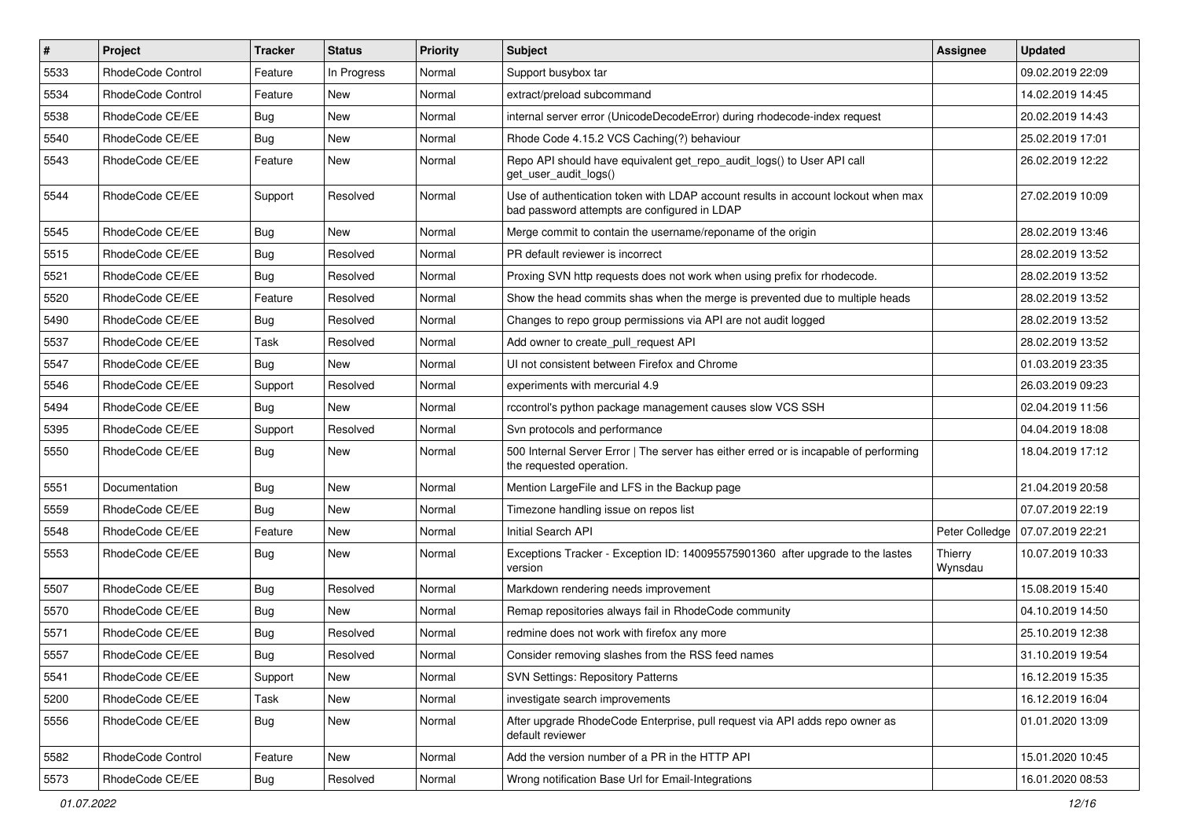| # | Project | Tracker | Status | Priority | Subject | Assignee | Updated |
|---|---|---|---|---|---|---|---|
| 5533 | RhodeCode Control | Feature | In Progress | Normal | Support busybox tar | | 09.02.2019 22:09 |
| 5534 | RhodeCode Control | Feature | New | Normal | extract/preload subcommand | | 14.02.2019 14:45 |
| 5538 | RhodeCode CE/EE | Bug | New | Normal | internal server error (UnicodeDecodeError) during rhodecode-index request | | 20.02.2019 14:43 |
| 5540 | RhodeCode CE/EE | Bug | New | Normal | Rhode Code 4.15.2 VCS Caching(?) behaviour | | 25.02.2019 17:01 |
| 5543 | RhodeCode CE/EE | Feature | New | Normal | Repo API should have equivalent get_repo_audit_logs() to User API call get_user_audit_logs() | | 26.02.2019 12:22 |
| 5544 | RhodeCode CE/EE | Support | Resolved | Normal | Use of authentication token with LDAP account results in account lockout when max bad password attempts are configured in LDAP | | 27.02.2019 10:09 |
| 5545 | RhodeCode CE/EE | Bug | New | Normal | Merge commit to contain the username/reponame of the origin | | 28.02.2019 13:46 |
| 5515 | RhodeCode CE/EE | Bug | Resolved | Normal | PR default reviewer is incorrect | | 28.02.2019 13:52 |
| 5521 | RhodeCode CE/EE | Bug | Resolved | Normal | Proxing SVN http requests does not work when using prefix for rhodecode. | | 28.02.2019 13:52 |
| 5520 | RhodeCode CE/EE | Feature | Resolved | Normal | Show the head commits shas when the merge is prevented due to multiple heads | | 28.02.2019 13:52 |
| 5490 | RhodeCode CE/EE | Bug | Resolved | Normal | Changes to repo group permissions via API are not audit logged | | 28.02.2019 13:52 |
| 5537 | RhodeCode CE/EE | Task | Resolved | Normal | Add owner to create_pull_request API | | 28.02.2019 13:52 |
| 5547 | RhodeCode CE/EE | Bug | New | Normal | UI not consistent between Firefox and Chrome | | 01.03.2019 23:35 |
| 5546 | RhodeCode CE/EE | Support | Resolved | Normal | experiments with mercurial 4.9 | | 26.03.2019 09:23 |
| 5494 | RhodeCode CE/EE | Bug | New | Normal | rccontrol's python package management causes slow VCS SSH | | 02.04.2019 11:56 |
| 5395 | RhodeCode CE/EE | Support | Resolved | Normal | Svn protocols and performance | | 04.04.2019 18:08 |
| 5550 | RhodeCode CE/EE | Bug | New | Normal | 500 Internal Server Error \| The server has either erred or is incapable of performing the requested operation. | | 18.04.2019 17:12 |
| 5551 | Documentation | Bug | New | Normal | Mention LargeFile and LFS in the Backup page | | 21.04.2019 20:58 |
| 5559 | RhodeCode CE/EE | Bug | New | Normal | Timezone handling issue on repos list | | 07.07.2019 22:19 |
| 5548 | RhodeCode CE/EE | Feature | New | Normal | Initial Search API | Peter Colledge | 07.07.2019 22:21 |
| 5553 | RhodeCode CE/EE | Bug | New | Normal | Exceptions Tracker - Exception ID: 140095575901360 after upgrade to the lastes version | Thierry Wynsdau | 10.07.2019 10:33 |
| 5507 | RhodeCode CE/EE | Bug | Resolved | Normal | Markdown rendering needs improvement | | 15.08.2019 15:40 |
| 5570 | RhodeCode CE/EE | Bug | New | Normal | Remap repositories always fail in RhodeCode community | | 04.10.2019 14:50 |
| 5571 | RhodeCode CE/EE | Bug | Resolved | Normal | redmine does not work with firefox any more | | 25.10.2019 12:38 |
| 5557 | RhodeCode CE/EE | Bug | Resolved | Normal | Consider removing slashes from the RSS feed names | | 31.10.2019 19:54 |
| 5541 | RhodeCode CE/EE | Support | New | Normal | SVN Settings: Repository Patterns | | 16.12.2019 15:35 |
| 5200 | RhodeCode CE/EE | Task | New | Normal | investigate search improvements | | 16.12.2019 16:04 |
| 5556 | RhodeCode CE/EE | Bug | New | Normal | After upgrade RhodeCode Enterprise, pull request via API adds repo owner as default reviewer | | 01.01.2020 13:09 |
| 5582 | RhodeCode Control | Feature | New | Normal | Add the version number of a PR in the HTTP API | | 15.01.2020 10:45 |
| 5573 | RhodeCode CE/EE | Bug | Resolved | Normal | Wrong notification Base Url for Email-Integrations | | 16.01.2020 08:53 |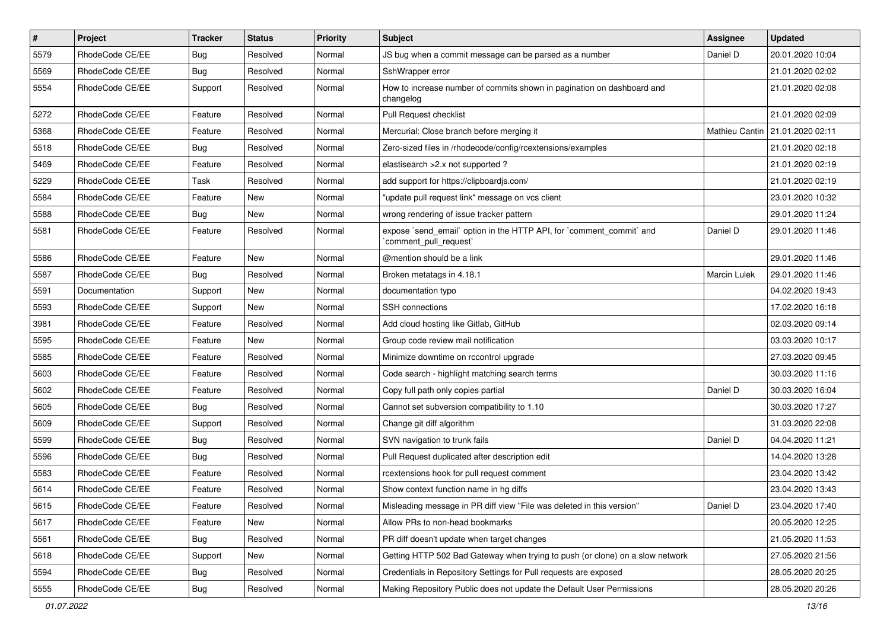| # | Project | Tracker | Status | Priority | Subject | Assignee | Updated |
|---|---|---|---|---|---|---|---|
| 5579 | RhodeCode CE/EE | Bug | Resolved | Normal | JS bug when a commit message can be parsed as a number | Daniel D | 20.01.2020 10:04 |
| 5569 | RhodeCode CE/EE | Bug | Resolved | Normal | SshWrapper error | | 21.01.2020 02:02 |
| 5554 | RhodeCode CE/EE | Support | Resolved | Normal | How to increase number of commits shown in pagination on dashboard and changelog | | 21.01.2020 02:08 |
| 5272 | RhodeCode CE/EE | Feature | Resolved | Normal | Pull Request checklist | | 21.01.2020 02:09 |
| 5368 | RhodeCode CE/EE | Feature | Resolved | Normal | Mercurial: Close branch before merging it | Mathieu Cantin | 21.01.2020 02:11 |
| 5518 | RhodeCode CE/EE | Bug | Resolved | Normal | Zero-sized files in /rhodecode/config/rcextensions/examples | | 21.01.2020 02:18 |
| 5469 | RhodeCode CE/EE | Feature | Resolved | Normal | elastisearch >2.x not supported ? | | 21.01.2020 02:19 |
| 5229 | RhodeCode CE/EE | Task | Resolved | Normal | add support for https://clipboardjs.com/ | | 21.01.2020 02:19 |
| 5584 | RhodeCode CE/EE | Feature | New | Normal | "update pull request link" message on vcs client | | 23.01.2020 10:32 |
| 5588 | RhodeCode CE/EE | Bug | New | Normal | wrong rendering of issue tracker pattern | | 29.01.2020 11:24 |
| 5581 | RhodeCode CE/EE | Feature | Resolved | Normal | expose `send_email` option in the HTTP API, for `comment_commit` and `comment_pull_request` | Daniel D | 29.01.2020 11:46 |
| 5586 | RhodeCode CE/EE | Feature | New | Normal | @mention should be a link | | 29.01.2020 11:46 |
| 5587 | RhodeCode CE/EE | Bug | Resolved | Normal | Broken metatags in 4.18.1 | Marcin Lulek | 29.01.2020 11:46 |
| 5591 | Documentation | Support | New | Normal | documentation typo | | 04.02.2020 19:43 |
| 5593 | RhodeCode CE/EE | Support | New | Normal | SSH connections | | 17.02.2020 16:18 |
| 3981 | RhodeCode CE/EE | Feature | Resolved | Normal | Add cloud hosting like Gitlab, GitHub | | 02.03.2020 09:14 |
| 5595 | RhodeCode CE/EE | Feature | New | Normal | Group code review mail notification | | 03.03.2020 10:17 |
| 5585 | RhodeCode CE/EE | Feature | Resolved | Normal | Minimize downtime on rccontrol upgrade | | 27.03.2020 09:45 |
| 5603 | RhodeCode CE/EE | Feature | Resolved | Normal | Code search - highlight matching search terms | | 30.03.2020 11:16 |
| 5602 | RhodeCode CE/EE | Feature | Resolved | Normal | Copy full path only copies partial | Daniel D | 30.03.2020 16:04 |
| 5605 | RhodeCode CE/EE | Bug | Resolved | Normal | Cannot set subversion compatibility to 1.10 | | 30.03.2020 17:27 |
| 5609 | RhodeCode CE/EE | Support | Resolved | Normal | Change git diff algorithm | | 31.03.2020 22:08 |
| 5599 | RhodeCode CE/EE | Bug | Resolved | Normal | SVN navigation to trunk fails | Daniel D | 04.04.2020 11:21 |
| 5596 | RhodeCode CE/EE | Bug | Resolved | Normal | Pull Request duplicated after description edit | | 14.04.2020 13:28 |
| 5583 | RhodeCode CE/EE | Feature | Resolved | Normal | rcextensions hook for pull request comment | | 23.04.2020 13:42 |
| 5614 | RhodeCode CE/EE | Feature | Resolved | Normal | Show context function name in hg diffs | | 23.04.2020 13:43 |
| 5615 | RhodeCode CE/EE | Feature | Resolved | Normal | Misleading message in PR diff view "File was deleted in this version" | Daniel D | 23.04.2020 17:40 |
| 5617 | RhodeCode CE/EE | Feature | New | Normal | Allow PRs to non-head bookmarks | | 20.05.2020 12:25 |
| 5561 | RhodeCode CE/EE | Bug | Resolved | Normal | PR diff doesn't update when target changes | | 21.05.2020 11:53 |
| 5618 | RhodeCode CE/EE | Support | New | Normal | Getting HTTP 502 Bad Gateway when trying to push (or clone) on a slow network | | 27.05.2020 21:56 |
| 5594 | RhodeCode CE/EE | Bug | Resolved | Normal | Credentials in Repository Settings for Pull requests are exposed | | 28.05.2020 20:25 |
| 5555 | RhodeCode CE/EE | Bug | Resolved | Normal | Making Repository Public does not update the Default User Permissions | | 28.05.2020 20:26 |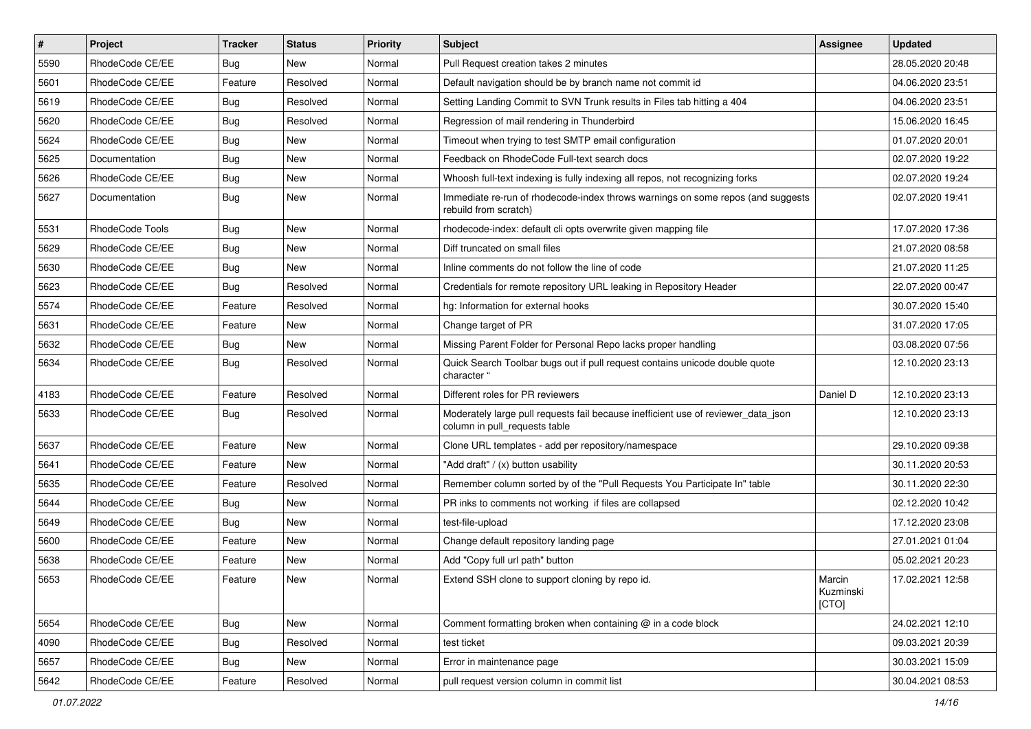| # | Project | Tracker | Status | Priority | Subject | Assignee | Updated |
|---|---|---|---|---|---|---|---|
| 5590 | RhodeCode CE/EE | Bug | New | Normal | Pull Request creation takes 2 minutes | | 28.05.2020 20:48 |
| 5601 | RhodeCode CE/EE | Feature | Resolved | Normal | Default navigation should be by branch name not commit id | | 04.06.2020 23:51 |
| 5619 | RhodeCode CE/EE | Bug | Resolved | Normal | Setting Landing Commit to SVN Trunk results in Files tab hitting a 404 | | 04.06.2020 23:51 |
| 5620 | RhodeCode CE/EE | Bug | Resolved | Normal | Regression of mail rendering in Thunderbird | | 15.06.2020 16:45 |
| 5624 | RhodeCode CE/EE | Bug | New | Normal | Timeout when trying to test SMTP email configuration | | 01.07.2020 20:01 |
| 5625 | Documentation | Bug | New | Normal | Feedback on RhodeCode Full-text search docs | | 02.07.2020 19:22 |
| 5626 | RhodeCode CE/EE | Bug | New | Normal | Whoosh full-text indexing is fully indexing all repos, not recognizing forks | | 02.07.2020 19:24 |
| 5627 | Documentation | Bug | New | Normal | Immediate re-run of rhodecode-index throws warnings on some repos (and suggests rebuild from scratch) | | 02.07.2020 19:41 |
| 5531 | RhodeCode Tools | Bug | New | Normal | rhodecode-index: default cli opts overwrite given mapping file | | 17.07.2020 17:36 |
| 5629 | RhodeCode CE/EE | Bug | New | Normal | Diff truncated on small files | | 21.07.2020 08:58 |
| 5630 | RhodeCode CE/EE | Bug | New | Normal | Inline comments do not follow the line of code | | 21.07.2020 11:25 |
| 5623 | RhodeCode CE/EE | Bug | Resolved | Normal | Credentials for remote repository URL leaking in Repository Header | | 22.07.2020 00:47 |
| 5574 | RhodeCode CE/EE | Feature | Resolved | Normal | hg: Information for external hooks | | 30.07.2020 15:40 |
| 5631 | RhodeCode CE/EE | Feature | New | Normal | Change target of PR | | 31.07.2020 17:05 |
| 5632 | RhodeCode CE/EE | Bug | New | Normal | Missing Parent Folder for Personal Repo lacks proper handling | | 03.08.2020 07:56 |
| 5634 | RhodeCode CE/EE | Bug | Resolved | Normal | Quick Search Toolbar bugs out if pull request contains unicode double quote character " | | 12.10.2020 23:13 |
| 4183 | RhodeCode CE/EE | Feature | Resolved | Normal | Different roles for PR reviewers | Daniel D | 12.10.2020 23:13 |
| 5633 | RhodeCode CE/EE | Bug | Resolved | Normal | Moderately large pull requests fail because inefficient use of reviewer_data_json column in pull_requests table | | 12.10.2020 23:13 |
| 5637 | RhodeCode CE/EE | Feature | New | Normal | Clone URL templates - add per repository/namespace | | 29.10.2020 09:38 |
| 5641 | RhodeCode CE/EE | Feature | New | Normal | "Add draft" / (x) button usability | | 30.11.2020 20:53 |
| 5635 | RhodeCode CE/EE | Feature | Resolved | Normal | Remember column sorted by of the "Pull Requests You Participate In" table | | 30.11.2020 22:30 |
| 5644 | RhodeCode CE/EE | Bug | New | Normal | PR inks to comments not working if files are collapsed | | 02.12.2020 10:42 |
| 5649 | RhodeCode CE/EE | Bug | New | Normal | test-file-upload | | 17.12.2020 23:08 |
| 5600 | RhodeCode CE/EE | Feature | New | Normal | Change default repository landing page | | 27.01.2021 01:04 |
| 5638 | RhodeCode CE/EE | Feature | New | Normal | Add "Copy full url path" button | | 05.02.2021 20:23 |
| 5653 | RhodeCode CE/EE | Feature | New | Normal | Extend SSH clone to support cloning by repo id. | Marcin Kuzminski [CTO] | 17.02.2021 12:58 |
| 5654 | RhodeCode CE/EE | Bug | New | Normal | Comment formatting broken when containing @ in a code block | | 24.02.2021 12:10 |
| 4090 | RhodeCode CE/EE | Bug | Resolved | Normal | test ticket | | 09.03.2021 20:39 |
| 5657 | RhodeCode CE/EE | Bug | New | Normal | Error in maintenance page | | 30.03.2021 15:09 |
| 5642 | RhodeCode CE/EE | Feature | Resolved | Normal | pull request version column in commit list | | 30.04.2021 08:53 |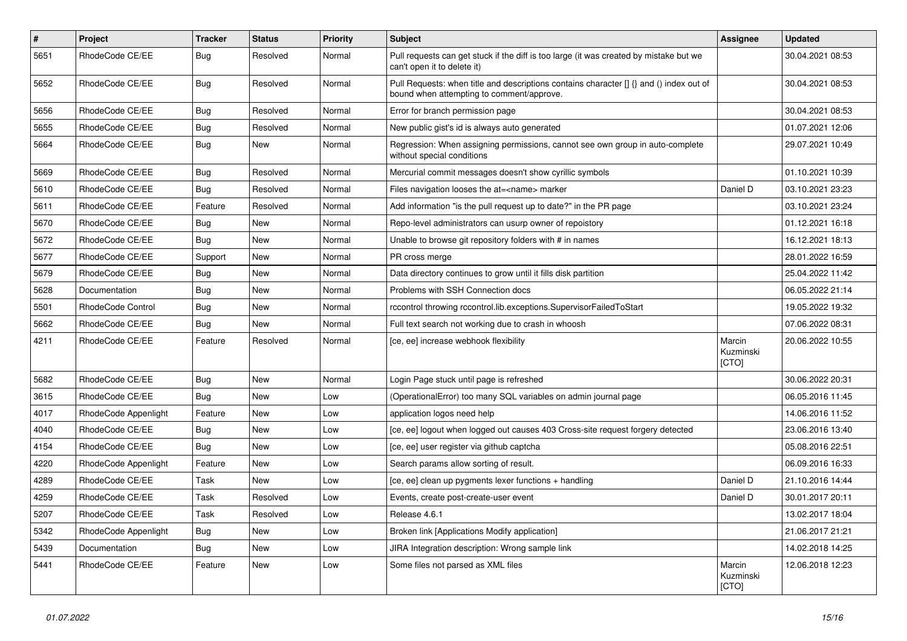| # | Project | Tracker | Status | Priority | Subject | Assignee | Updated |
|---|---|---|---|---|---|---|---|
| 5651 | RhodeCode CE/EE | Bug | Resolved | Normal | Pull requests can get stuck if the diff is too large (it was created by mistake but we can't open it to delete it) | | 30.04.2021 08:53 |
| 5652 | RhodeCode CE/EE | Bug | Resolved | Normal | Pull Requests: when title and descriptions contains character [] {} and () index out of bound when attempting to comment/approve. | | 30.04.2021 08:53 |
| 5656 | RhodeCode CE/EE | Bug | Resolved | Normal | Error for branch permission page | | 30.04.2021 08:53 |
| 5655 | RhodeCode CE/EE | Bug | Resolved | Normal | New public gist's id is always auto generated | | 01.07.2021 12:06 |
| 5664 | RhodeCode CE/EE | Bug | New | Normal | Regression: When assigning permissions, cannot see own group in auto-complete without special conditions | | 29.07.2021 10:49 |
| 5669 | RhodeCode CE/EE | Bug | Resolved | Normal | Mercurial commit messages doesn't show cyrillic symbols | | 01.10.2021 10:39 |
| 5610 | RhodeCode CE/EE | Bug | Resolved | Normal | Files navigation looses the at=<name> marker | Daniel D | 03.10.2021 23:23 |
| 5611 | RhodeCode CE/EE | Feature | Resolved | Normal | Add information "is the pull request up to date?" in the PR page | | 03.10.2021 23:24 |
| 5670 | RhodeCode CE/EE | Bug | New | Normal | Repo-level administrators can usurp owner of repoistory | | 01.12.2021 16:18 |
| 5672 | RhodeCode CE/EE | Bug | New | Normal | Unable to browse git repository folders with # in names | | 16.12.2021 18:13 |
| 5677 | RhodeCode CE/EE | Support | New | Normal | PR cross merge | | 28.01.2022 16:59 |
| 5679 | RhodeCode CE/EE | Bug | New | Normal | Data directory continues to grow until it fills disk partition | | 25.04.2022 11:42 |
| 5628 | Documentation | Bug | New | Normal | Problems with SSH Connection docs | | 06.05.2022 21:14 |
| 5501 | RhodeCode Control | Bug | New | Normal | rccontrol throwing rccontrol.lib.exceptions.SupervisorFailedToStart | | 19.05.2022 19:32 |
| 5662 | RhodeCode CE/EE | Bug | New | Normal | Full text search not working due to crash in whoosh | | 07.06.2022 08:31 |
| 4211 | RhodeCode CE/EE | Feature | Resolved | Normal | [ce, ee] increase webhook flexibility | Marcin Kuzminski [CTO] | 20.06.2022 10:55 |
| 5682 | RhodeCode CE/EE | Bug | New | Normal | Login Page stuck until page is refreshed | | 30.06.2022 20:31 |
| 3615 | RhodeCode CE/EE | Bug | New | Low | (OperationalError) too many SQL variables on admin journal page | | 06.05.2016 11:45 |
| 4017 | RhodeCode Appenlight | Feature | New | Low | application logos need help | | 14.06.2016 11:52 |
| 4040 | RhodeCode CE/EE | Bug | New | Low | [ce, ee] logout when logged out causes 403 Cross-site request forgery detected | | 23.06.2016 13:40 |
| 4154 | RhodeCode CE/EE | Bug | New | Low | [ce, ee] user register via github captcha | | 05.08.2016 22:51 |
| 4220 | RhodeCode Appenlight | Feature | New | Low | Search params allow sorting of result. | | 06.09.2016 16:33 |
| 4289 | RhodeCode CE/EE | Task | New | Low | [ce, ee] clean up pygments lexer functions + handling | Daniel D | 21.10.2016 14:44 |
| 4259 | RhodeCode CE/EE | Task | Resolved | Low | Events, create post-create-user event | Daniel D | 30.01.2017 20:11 |
| 5207 | RhodeCode CE/EE | Task | Resolved | Low | Release 4.6.1 | | 13.02.2017 18:04 |
| 5342 | RhodeCode Appenlight | Bug | New | Low | Broken link [Applications Modify application] | | 21.06.2017 21:21 |
| 5439 | Documentation | Bug | New | Low | JIRA Integration description: Wrong sample link | | 14.02.2018 14:25 |
| 5441 | RhodeCode CE/EE | Feature | New | Low | Some files not parsed as XML files | Marcin Kuzminski [CTO] | 12.06.2018 12:23 |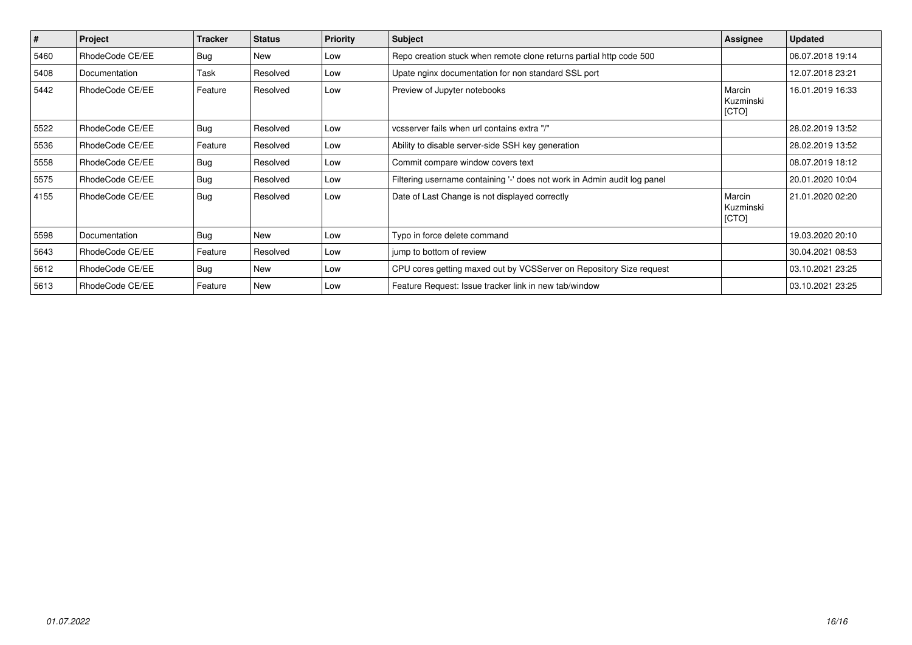| # | Project | Tracker | Status | Priority | Subject | Assignee | Updated |
|---|---|---|---|---|---|---|---|
| 5460 | RhodeCode CE/EE | Bug | New | Low | Repo creation stuck when remote clone returns partial http code 500 | | 06.07.2018 19:14 |
| 5408 | Documentation | Task | Resolved | Low | Upate nginx documentation for non standard SSL port | | 12.07.2018 23:21 |
| 5442 | RhodeCode CE/EE | Feature | Resolved | Low | Preview of Jupyter notebooks | Marcin Kuzminski [CTO] | 16.01.2019 16:33 |
| 5522 | RhodeCode CE/EE | Bug | Resolved | Low | vcsserver fails when url contains extra "/" | | 28.02.2019 13:52 |
| 5536 | RhodeCode CE/EE | Feature | Resolved | Low | Ability to disable server-side SSH key generation | | 28.02.2019 13:52 |
| 5558 | RhodeCode CE/EE | Bug | Resolved | Low | Commit compare window covers text | | 08.07.2019 18:12 |
| 5575 | RhodeCode CE/EE | Bug | Resolved | Low | Filtering username containing '-' does not work in Admin audit log panel | | 20.01.2020 10:04 |
| 4155 | RhodeCode CE/EE | Bug | Resolved | Low | Date of Last Change is not displayed correctly | Marcin Kuzminski [CTO] | 21.01.2020 02:20 |
| 5598 | Documentation | Bug | New | Low | Typo in force delete command | | 19.03.2020 20:10 |
| 5643 | RhodeCode CE/EE | Feature | Resolved | Low | jump to bottom of review | | 30.04.2021 08:53 |
| 5612 | RhodeCode CE/EE | Bug | New | Low | CPU cores getting maxed out by VCSServer on Repository Size request | | 03.10.2021 23:25 |
| 5613 | RhodeCode CE/EE | Feature | New | Low | Feature Request: Issue tracker link in new tab/window | | 03.10.2021 23:25 |